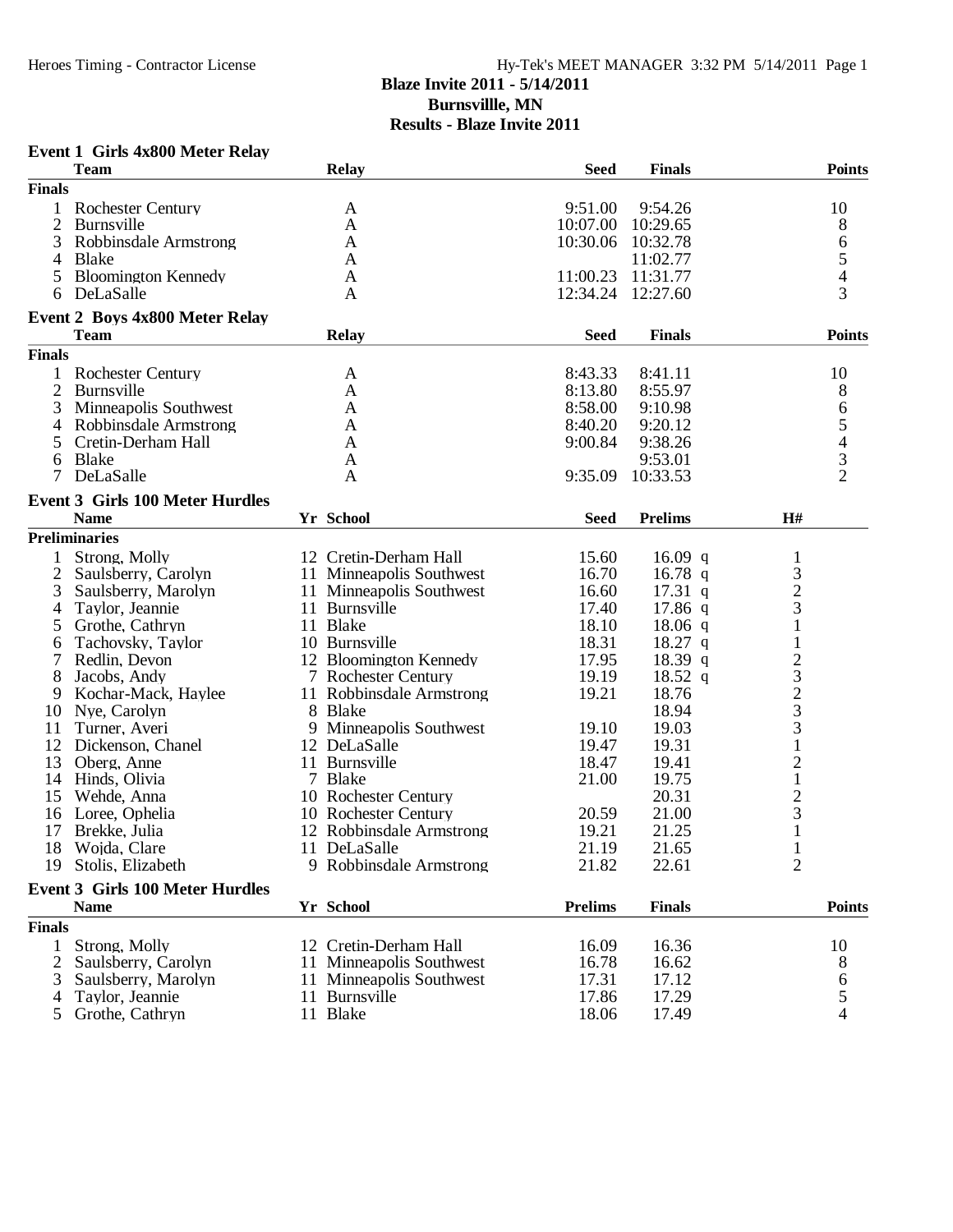# Blaze Invite 2011 - 5/14/2011
## Burnsvillle, MN
## Results - Blaze Invite 2011

### Event 1 Girls 4x800 Meter Relay

| | Team | Relay | Seed | Finals | Points |
|---|---|---|---|---|---|
| **Finals** | | | | | |
| 1 | Rochester Century | A | 9:51.00 | 9:54.26 | 10 |
| 2 | Burnsville | A | 10:07.00 | 10:29.65 | 8 |
| 3 | Robbinsdale Armstrong | A | 10:30.06 | 10:32.78 | 6 |
| 4 | Blake | A | | 11:02.77 | 5 |
| 5 | Bloomington Kennedy | A | 11:00.23 | 11:31.77 | 4 |
| 6 | DeLaSalle | A | 12:34.24 | 12:27.60 | 3 |

### Event 2 Boys 4x800 Meter Relay

| | Team | Relay | Seed | Finals | Points |
|---|---|---|---|---|---|
| **Finals** | | | | | |
| 1 | Rochester Century | A | 8:43.33 | 8:41.11 | 10 |
| 2 | Burnsville | A | 8:13.80 | 8:55.97 | 8 |
| 3 | Minneapolis Southwest | A | 8:58.00 | 9:10.98 | 6 |
| 4 | Robbinsdale Armstrong | A | 8:40.20 | 9:20.12 | 5 |
| 5 | Cretin-Derham Hall | A | 9:00.84 | 9:38.26 | 4 |
| 6 | Blake | A | | 9:53.01 | 3 |
| 7 | DeLaSalle | A | 9:35.09 | 10:33.53 | 2 |

### Event 3 Girls 100 Meter Hurdles

| | Name | Yr | School | Seed | Prelims | H# |
|---|---|---|---|---|---|---|
| **Preliminaries** | | | | | | |
| 1 | Strong, Molly | 12 | Cretin-Derham Hall | 15.60 | 16.09 q | 1 |
| 2 | Saulsberry, Carolyn | 11 | Minneapolis Southwest | 16.70 | 16.78 q | 3 |
| 3 | Saulsberry, Marolyn | 11 | Minneapolis Southwest | 16.60 | 17.31 q | 2 |
| 4 | Taylor, Jeannie | 11 | Burnsville | 17.40 | 17.86 q | 3 |
| 5 | Grothe, Cathryn | 11 | Blake | 18.10 | 18.06 q | 1 |
| 6 | Tachovsky, Taylor | 10 | Burnsville | 18.31 | 18.27 q | 1 |
| 7 | Redlin, Devon | 12 | Bloomington Kennedy | 17.95 | 18.39 q | 2 |
| 8 | Jacobs, Andy | 7 | Rochester Century | 19.19 | 18.52 q | 3 |
| 9 | Kochar-Mack, Haylee | 11 | Robbinsdale Armstrong | 19.21 | 18.76 | 2 |
| 10 | Nye, Carolyn | 8 | Blake | | 18.94 | 3 |
| 11 | Turner, Averi | 9 | Minneapolis Southwest | 19.10 | 19.03 | 3 |
| 12 | Dickenson, Chanel | 12 | DeLaSalle | 19.47 | 19.31 | 1 |
| 13 | Oberg, Anne | 11 | Burnsville | 18.47 | 19.41 | 2 |
| 14 | Hinds, Olivia | 7 | Blake | 21.00 | 19.75 | 1 |
| 15 | Wehde, Anna | 10 | Rochester Century | | 20.31 | 2 |
| 16 | Loree, Ophelia | 10 | Rochester Century | 20.59 | 21.00 | 3 |
| 17 | Brekke, Julia | 12 | Robbinsdale Armstrong | 19.21 | 21.25 | 1 |
| 18 | Wojda, Clare | 11 | DeLaSalle | 21.19 | 21.65 | 1 |
| 19 | Stolis, Elizabeth | 9 | Robbinsdale Armstrong | 21.82 | 22.61 | 2 |

### Event 3 Girls 100 Meter Hurdles

| | Name | Yr | School | Prelims | Finals | Points |
|---|---|---|---|---|---|---|
| **Finals** | | | | | | |
| 1 | Strong, Molly | 12 | Cretin-Derham Hall | 16.09 | 16.36 | 10 |
| 2 | Saulsberry, Carolyn | 11 | Minneapolis Southwest | 16.78 | 16.62 | 8 |
| 3 | Saulsberry, Marolyn | 11 | Minneapolis Southwest | 17.31 | 17.12 | 6 |
| 4 | Taylor, Jeannie | 11 | Burnsville | 17.86 | 17.29 | 5 |
| 5 | Grothe, Cathryn | 11 | Blake | 18.06 | 17.49 | 4 |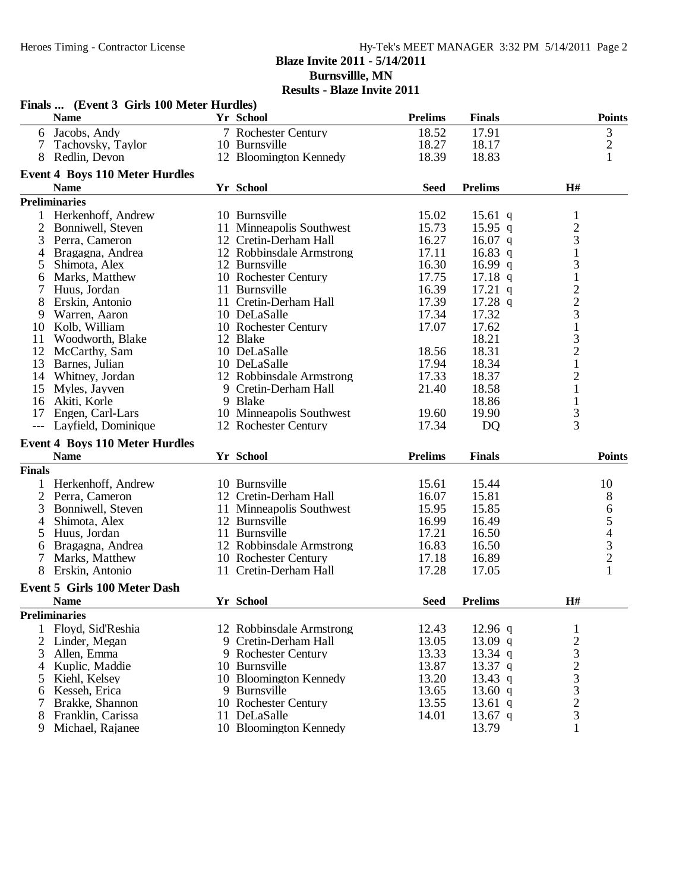## Blaze Invite 2011 - 5/14/2011
## Burnsvillle, MN
## Results - Blaze Invite 2011

### Finals ... (Event 3 Girls 100 Meter Hurdles)

| | Name | Yr | School | Prelims | Finals | Points |
|---|---|---|---|---|---|---|
| 6 | Jacobs, Andy | 7 | Rochester Century | 18.52 | 17.91 | 3 |
| 7 | Tachovsky, Taylor | 10 | Burnsville | 18.27 | 18.17 | 2 |
| 8 | Redlin, Devon | 12 | Bloomington Kennedy | 18.39 | 18.83 | 1 |

### Event 4 Boys 110 Meter Hurdles

**Preliminaries**

| | Name | Yr | School | Seed | Prelims | | H# |
|---|---|---|---|---|---|---|---|
| 1 | Herkenhoff, Andrew | 10 | Burnsville | 15.02 | 15.61 | q | 1 |
| 2 | Bonniwell, Steven | 11 | Minneapolis Southwest | 15.73 | 15.95 | q | 2 |
| 3 | Perra, Cameron | 12 | Cretin-Derham Hall | 16.27 | 16.07 | q | 3 |
| 4 | Bragagna, Andrea | 12 | Robbinsdale Armstrong | 17.11 | 16.83 | q | 1 |
| 5 | Shimota, Alex | 12 | Burnsville | 16.30 | 16.99 | q | 3 |
| 6 | Marks, Matthew | 10 | Rochester Century | 17.75 | 17.18 | q | 1 |
| 7 | Huus, Jordan | 11 | Burnsville | 16.39 | 17.21 | q | 2 |
| 8 | Erskin, Antonio | 11 | Cretin-Derham Hall | 17.39 | 17.28 | q | 2 |
| 9 | Warren, Aaron | 10 | DeLaSalle | 17.34 | 17.32 | | 3 |
| 10 | Kolb, William | 10 | Rochester Century | 17.07 | 17.62 | | 1 |
| 11 | Woodworth, Blake | 12 | Blake | | 18.21 | | 3 |
| 12 | McCarthy, Sam | 10 | DeLaSalle | 18.56 | 18.31 | | 2 |
| 13 | Barnes, Julian | 10 | DeLaSalle | 17.94 | 18.34 | | 1 |
| 14 | Whitney, Jordan | 12 | Robbinsdale Armstrong | 17.33 | 18.37 | | 2 |
| 15 | Myles, Jayven | 9 | Cretin-Derham Hall | 21.40 | 18.58 | | 1 |
| 16 | Akiti, Korle | 9 | Blake | | 18.86 | | 1 |
| 17 | Engen, Carl-Lars | 10 | Minneapolis Southwest | 19.60 | 19.90 | | 3 |
| --- | Layfield, Dominique | 12 | Rochester Century | 17.34 | DQ | | 3 |

### Event 4 Boys 110 Meter Hurdles

**Finals**

| | Name | Yr | School | Prelims | Finals | Points |
|---|---|---|---|---|---|---|
| 1 | Herkenhoff, Andrew | 10 | Burnsville | 15.61 | 15.44 | 10 |
| 2 | Perra, Cameron | 12 | Cretin-Derham Hall | 16.07 | 15.81 | 8 |
| 3 | Bonniwell, Steven | 11 | Minneapolis Southwest | 15.95 | 15.85 | 6 |
| 4 | Shimota, Alex | 12 | Burnsville | 16.99 | 16.49 | 5 |
| 5 | Huus, Jordan | 11 | Burnsville | 17.21 | 16.50 | 4 |
| 6 | Bragagna, Andrea | 12 | Robbinsdale Armstrong | 16.83 | 16.50 | 3 |
| 7 | Marks, Matthew | 10 | Rochester Century | 17.18 | 16.89 | 2 |
| 8 | Erskin, Antonio | 11 | Cretin-Derham Hall | 17.28 | 17.05 | 1 |

### Event 5 Girls 100 Meter Dash

**Preliminaries**

| | Name | Yr | School | Seed | Prelims | | H# |
|---|---|---|---|---|---|---|---|
| 1 | Floyd, Sid'Reshia | 12 | Robbinsdale Armstrong | 12.43 | 12.96 | q | 1 |
| 2 | Linder, Megan | 9 | Cretin-Derham Hall | 13.05 | 13.09 | q | 2 |
| 3 | Allen, Emma | 9 | Rochester Century | 13.33 | 13.34 | q | 3 |
| 4 | Kuplic, Maddie | 10 | Burnsville | 13.87 | 13.37 | q | 2 |
| 5 | Kiehl, Kelsey | 10 | Bloomington Kennedy | 13.20 | 13.43 | q | 3 |
| 6 | Kesseh, Erica | 9 | Burnsville | 13.65 | 13.60 | q | 3 |
| 7 | Brakke, Shannon | 10 | Rochester Century | 13.55 | 13.61 | q | 2 |
| 8 | Franklin, Carissa | 11 | DeLaSalle | 14.01 | 13.67 | q | 3 |
| 9 | Michael, Rajanee | 10 | Bloomington Kennedy | | 13.79 | | 1 |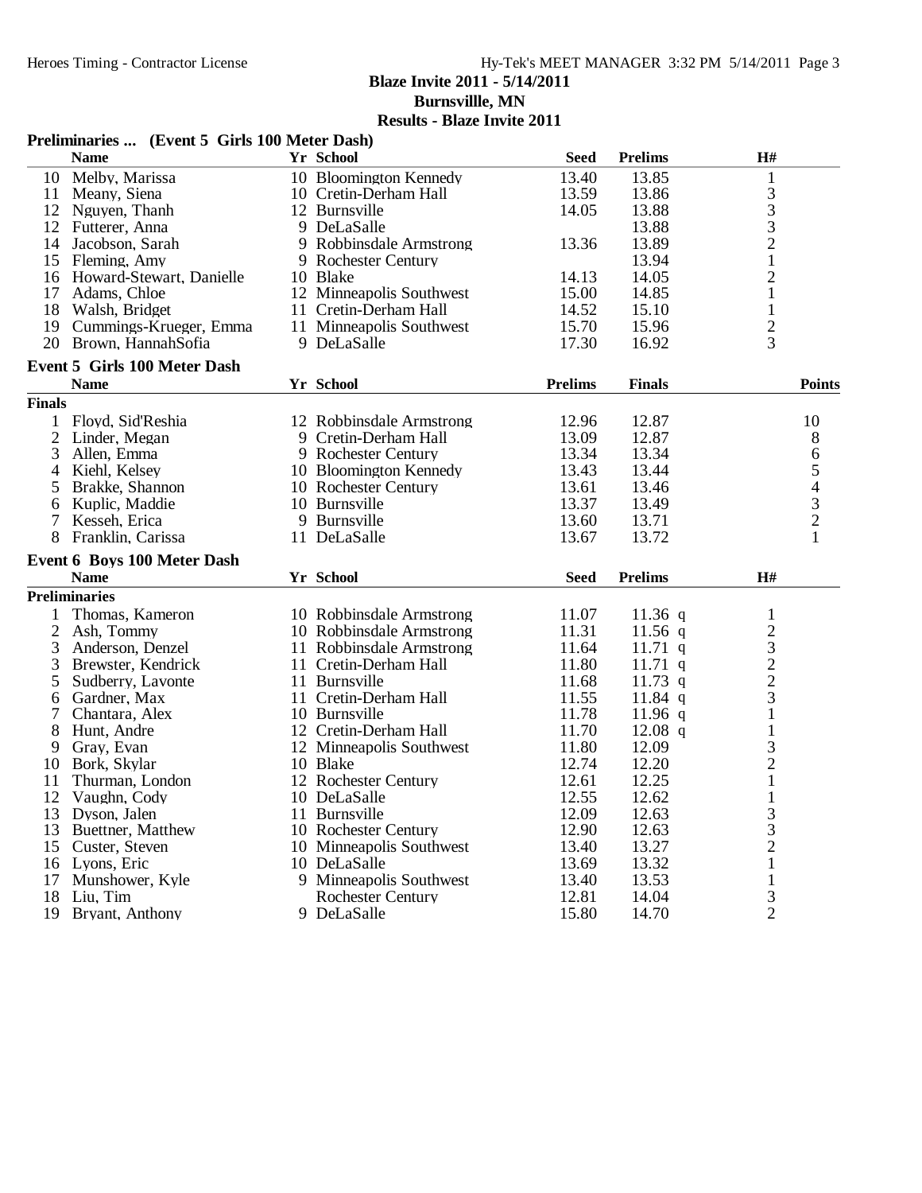**Blaze Invite 2011 - 5/14/2011**
**Burnsvillle, MN**
**Results - Blaze Invite 2011**

### Preliminaries ... (Event 5 Girls 100 Meter Dash)

| | Name | Yr | School | Seed | Prelims | H# |
|---|---|---|---|---|---|---|
| 10 | Melby, Marissa | 10 | Bloomington Kennedy | 13.40 | 13.85 | 1 |
| 11 | Meany, Siena | 10 | Cretin-Derham Hall | 13.59 | 13.86 | 3 |
| 12 | Nguyen, Thanh | 12 | Burnsville | 14.05 | 13.88 | 3 |
| 12 | Futterer, Anna | 9 | DeLaSalle | | 13.88 | 3 |
| 14 | Jacobson, Sarah | 9 | Robbinsdale Armstrong | 13.36 | 13.89 | 2 |
| 15 | Fleming, Amy | 9 | Rochester Century | | 13.94 | 1 |
| 16 | Howard-Stewart, Danielle | 10 | Blake | 14.13 | 14.05 | 2 |
| 17 | Adams, Chloe | 12 | Minneapolis Southwest | 15.00 | 14.85 | 1 |
| 18 | Walsh, Bridget | 11 | Cretin-Derham Hall | 14.52 | 15.10 | 1 |
| 19 | Cummings-Krueger, Emma | 11 | Minneapolis Southwest | 15.70 | 15.96 | 2 |
| 20 | Brown, HannahSofia | 9 | DeLaSalle | 17.30 | 16.92 | 3 |

### Event 5 Girls 100 Meter Dash

**Finals**

| | Name | Yr | School | Prelims | Finals | Points |
|---|---|---|---|---|---|---|
| 1 | Floyd, Sid'Reshia | 12 | Robbinsdale Armstrong | 12.96 | 12.87 | 10 |
| 2 | Linder, Megan | 9 | Cretin-Derham Hall | 13.09 | 12.87 | 8 |
| 3 | Allen, Emma | 9 | Rochester Century | 13.34 | 13.34 | 6 |
| 4 | Kiehl, Kelsey | 10 | Bloomington Kennedy | 13.43 | 13.44 | 5 |
| 5 | Brakke, Shannon | 10 | Rochester Century | 13.61 | 13.46 | 4 |
| 6 | Kuplic, Maddie | 10 | Burnsville | 13.37 | 13.49 | 3 |
| 7 | Kesseh, Erica | 9 | Burnsville | 13.60 | 13.71 | 2 |
| 8 | Franklin, Carissa | 11 | DeLaSalle | 13.67 | 13.72 | 1 |

### Event 6 Boys 100 Meter Dash

**Preliminaries**

| | Name | Yr | School | Seed | Prelims | H# |
|---|---|---|---|---|---|---|
| 1 | Thomas, Kameron | 10 | Robbinsdale Armstrong | 11.07 | 11.36 q | 1 |
| 2 | Ash, Tommy | 10 | Robbinsdale Armstrong | 11.31 | 11.56 q | 2 |
| 3 | Anderson, Denzel | 11 | Robbinsdale Armstrong | 11.64 | 11.71 q | 3 |
| 3 | Brewster, Kendrick | 11 | Cretin-Derham Hall | 11.80 | 11.71 q | 2 |
| 5 | Sudberry, Lavonte | 11 | Burnsville | 11.68 | 11.73 q | 2 |
| 6 | Gardner, Max | 11 | Cretin-Derham Hall | 11.55 | 11.84 q | 3 |
| 7 | Chantara, Alex | 10 | Burnsville | 11.78 | 11.96 q | 1 |
| 8 | Hunt, Andre | 12 | Cretin-Derham Hall | 11.70 | 12.08 q | 1 |
| 9 | Gray, Evan | 12 | Minneapolis Southwest | 11.80 | 12.09 | 3 |
| 10 | Bork, Skylar | 10 | Blake | 12.74 | 12.20 | 2 |
| 11 | Thurman, London | 12 | Rochester Century | 12.61 | 12.25 | 1 |
| 12 | Vaughn, Cody | 10 | DeLaSalle | 12.55 | 12.62 | 1 |
| 13 | Dyson, Jalen | 11 | Burnsville | 12.09 | 12.63 | 3 |
| 13 | Buettner, Matthew | 10 | Rochester Century | 12.90 | 12.63 | 3 |
| 15 | Custer, Steven | 10 | Minneapolis Southwest | 13.40 | 13.27 | 2 |
| 16 | Lyons, Eric | 10 | DeLaSalle | 13.69 | 13.32 | 1 |
| 17 | Munshower, Kyle | 9 | Minneapolis Southwest | 13.40 | 13.53 | 1 |
| 18 | Liu, Tim | | Rochester Century | 12.81 | 14.04 | 3 |
| 19 | Bryant, Anthony | 9 | DeLaSalle | 15.80 | 14.70 | 2 |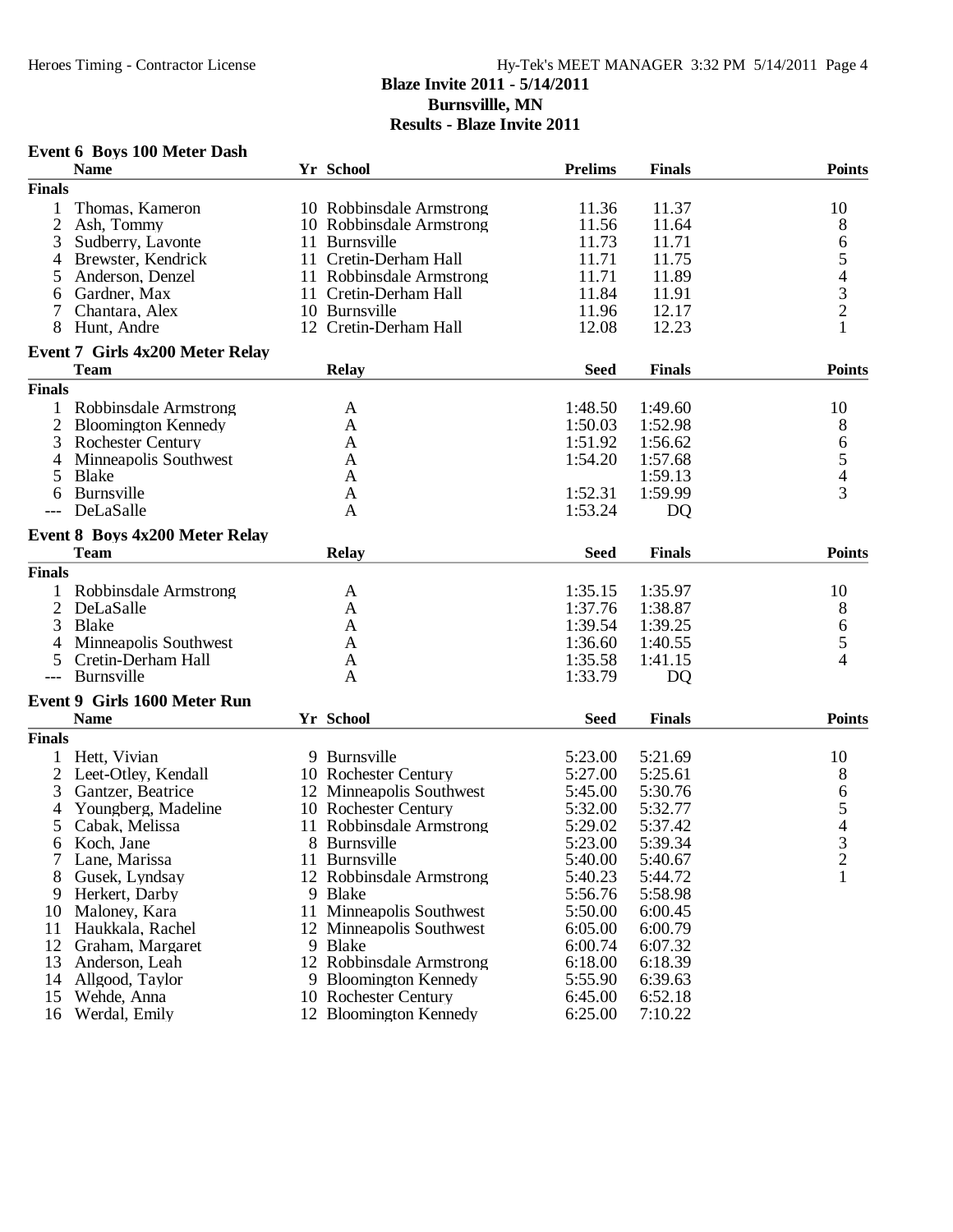**Blaze Invite 2011 - 5/14/2011**
**Burnsvillle, MN**
**Results - Blaze Invite 2011**

### Event 6 Boys 100 Meter Dash

| | Name | Yr | School | Prelims | Finals | Points |
|---|---|---|---|---|---|---|
| **Finals** | | | | | | |
| 1 | Thomas, Kameron | 10 | Robbinsdale Armstrong | 11.36 | 11.37 | 10 |
| 2 | Ash, Tommy | 10 | Robbinsdale Armstrong | 11.56 | 11.64 | 8 |
| 3 | Sudberry, Lavonte | 11 | Burnsville | 11.73 | 11.71 | 6 |
| 4 | Brewster, Kendrick | 11 | Cretin-Derham Hall | 11.71 | 11.75 | 5 |
| 5 | Anderson, Denzel | 11 | Robbinsdale Armstrong | 11.71 | 11.89 | 4 |
| 6 | Gardner, Max | 11 | Cretin-Derham Hall | 11.84 | 11.91 | 3 |
| 7 | Chantara, Alex | 10 | Burnsville | 11.96 | 12.17 | 2 |
| 8 | Hunt, Andre | 12 | Cretin-Derham Hall | 12.08 | 12.23 | 1 |

### Event 7 Girls 4x200 Meter Relay

| | Team | Relay | Seed | Finals | Points |
|---|---|---|---|---|---|
| **Finals** | | | | | |
| 1 | Robbinsdale Armstrong | A | 1:48.50 | 1:49.60 | 10 |
| 2 | Bloomington Kennedy | A | 1:50.03 | 1:52.98 | 8 |
| 3 | Rochester Century | A | 1:51.92 | 1:56.62 | 6 |
| 4 | Minneapolis Southwest | A | 1:54.20 | 1:57.68 | 5 |
| 5 | Blake | A | | 1:59.13 | 4 |
| 6 | Burnsville | A | 1:52.31 | 1:59.99 | 3 |
| --- | DeLaSalle | A | 1:53.24 | DQ | |

### Event 8 Boys 4x200 Meter Relay

| | Team | Relay | Seed | Finals | Points |
|---|---|---|---|---|---|
| **Finals** | | | | | |
| 1 | Robbinsdale Armstrong | A | 1:35.15 | 1:35.97 | 10 |
| 2 | DeLaSalle | A | 1:37.76 | 1:38.87 | 8 |
| 3 | Blake | A | 1:39.54 | 1:39.25 | 6 |
| 4 | Minneapolis Southwest | A | 1:36.60 | 1:40.55 | 5 |
| 5 | Cretin-Derham Hall | A | 1:35.58 | 1:41.15 | 4 |
| --- | Burnsville | A | 1:33.79 | DQ | |

### Event 9 Girls 1600 Meter Run

| | Name | Yr | School | Seed | Finals | Points |
|---|---|---|---|---|---|---|
| **Finals** | | | | | | |
| 1 | Hett, Vivian | 9 | Burnsville | 5:23.00 | 5:21.69 | 10 |
| 2 | Leet-Otley, Kendall | 10 | Rochester Century | 5:27.00 | 5:25.61 | 8 |
| 3 | Gantzer, Beatrice | 12 | Minneapolis Southwest | 5:45.00 | 5:30.76 | 6 |
| 4 | Youngberg, Madeline | 10 | Rochester Century | 5:32.00 | 5:32.77 | 5 |
| 5 | Cabak, Melissa | 11 | Robbinsdale Armstrong | 5:29.02 | 5:37.42 | 4 |
| 6 | Koch, Jane | 8 | Burnsville | 5:23.00 | 5:39.34 | 3 |
| 7 | Lane, Marissa | 11 | Burnsville | 5:40.00 | 5:40.67 | 2 |
| 8 | Gusek, Lyndsay | 12 | Robbinsdale Armstrong | 5:40.23 | 5:44.72 | 1 |
| 9 | Herkert, Darby | 9 | Blake | 5:56.76 | 5:58.98 | |
| 10 | Maloney, Kara | 11 | Minneapolis Southwest | 5:50.00 | 6:00.45 | |
| 11 | Haukkala, Rachel | 12 | Minneapolis Southwest | 6:05.00 | 6:00.79 | |
| 12 | Graham, Margaret | 9 | Blake | 6:00.74 | 6:07.32 | |
| 13 | Anderson, Leah | 12 | Robbinsdale Armstrong | 6:18.00 | 6:18.39 | |
| 14 | Allgood, Taylor | 9 | Bloomington Kennedy | 5:55.90 | 6:39.63 | |
| 15 | Wehde, Anna | 10 | Rochester Century | 6:45.00 | 6:52.18 | |
| 16 | Werdal, Emily | 12 | Bloomington Kennedy | 6:25.00 | 7:10.22 | |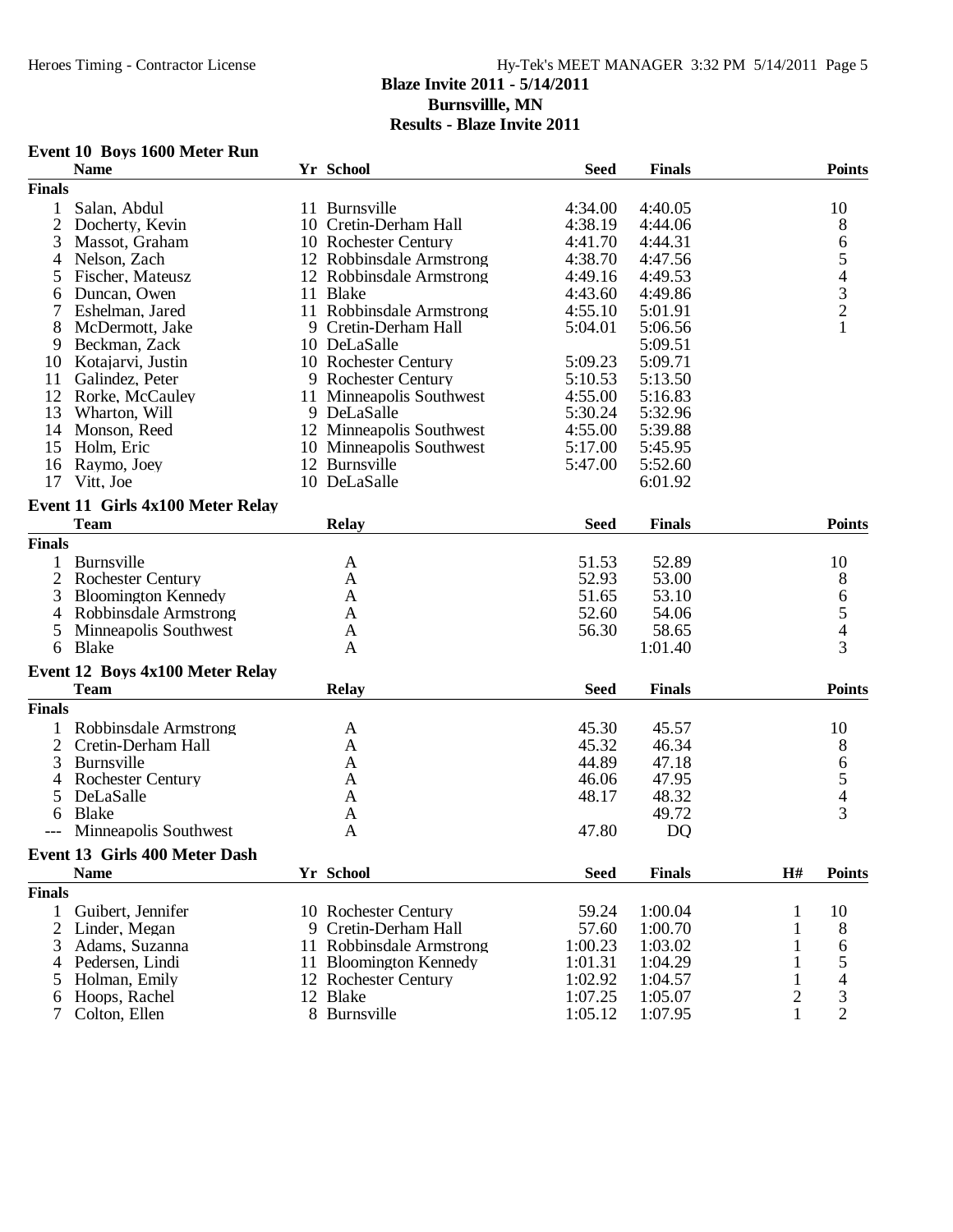**Blaze Invite 2011 - 5/14/2011**
**Burnsvillle, MN**
**Results - Blaze Invite 2011**

### Event 10 Boys 1600 Meter Run

| | Name | Yr | School | Seed | Finals | Points |
|---|---|---|---|---|---|---|
| **Finals** | | | | | | |
| 1 | Salan, Abdul | 11 | Burnsville | 4:34.00 | 4:40.05 | 10 |
| 2 | Docherty, Kevin | 10 | Cretin-Derham Hall | 4:38.19 | 4:44.06 | 8 |
| 3 | Massot, Graham | 10 | Rochester Century | 4:41.70 | 4:44.31 | 6 |
| 4 | Nelson, Zach | 12 | Robbinsdale Armstrong | 4:38.70 | 4:47.56 | 5 |
| 5 | Fischer, Mateusz | 12 | Robbinsdale Armstrong | 4:49.16 | 4:49.53 | 4 |
| 6 | Duncan, Owen | 11 | Blake | 4:43.60 | 4:49.86 | 3 |
| 7 | Eshelman, Jared | 11 | Robbinsdale Armstrong | 4:55.10 | 5:01.91 | 2 |
| 8 | McDermott, Jake | 9 | Cretin-Derham Hall | 5:04.01 | 5:06.56 | 1 |
| 9 | Beckman, Zack | 10 | DeLaSalle | | 5:09.51 | |
| 10 | Kotajarvi, Justin | 10 | Rochester Century | 5:09.23 | 5:09.71 | |
| 11 | Galindez, Peter | 9 | Rochester Century | 5:10.53 | 5:13.50 | |
| 12 | Rorke, McCauley | 11 | Minneapolis Southwest | 4:55.00 | 5:16.83 | |
| 13 | Wharton, Will | 9 | DeLaSalle | 5:30.24 | 5:32.96 | |
| 14 | Monson, Reed | 12 | Minneapolis Southwest | 4:55.00 | 5:39.88 | |
| 15 | Holm, Eric | 10 | Minneapolis Southwest | 5:17.00 | 5:45.95 | |
| 16 | Raymo, Joey | 12 | Burnsville | 5:47.00 | 5:52.60 | |
| 17 | Vitt, Joe | 10 | DeLaSalle | | 6:01.92 | |

### Event 11 Girls 4x100 Meter Relay

| | Team | Relay | Seed | Finals | Points |
|---|---|---|---|---|---|
| **Finals** | | | | | |
| 1 | Burnsville | A | 51.53 | 52.89 | 10 |
| 2 | Rochester Century | A | 52.93 | 53.00 | 8 |
| 3 | Bloomington Kennedy | A | 51.65 | 53.10 | 6 |
| 4 | Robbinsdale Armstrong | A | 52.60 | 54.06 | 5 |
| 5 | Minneapolis Southwest | A | 56.30 | 58.65 | 4 |
| 6 | Blake | A | | 1:01.40 | 3 |

### Event 12 Boys 4x100 Meter Relay

| | Team | Relay | Seed | Finals | Points |
|---|---|---|---|---|---|
| **Finals** | | | | | |
| 1 | Robbinsdale Armstrong | A | 45.30 | 45.57 | 10 |
| 2 | Cretin-Derham Hall | A | 45.32 | 46.34 | 8 |
| 3 | Burnsville | A | 44.89 | 47.18 | 6 |
| 4 | Rochester Century | A | 46.06 | 47.95 | 5 |
| 5 | DeLaSalle | A | 48.17 | 48.32 | 4 |
| 6 | Blake | A | | 49.72 | 3 |
| --- | Minneapolis Southwest | A | 47.80 | DQ | |

### Event 13 Girls 400 Meter Dash

| | Name | Yr | School | Seed | Finals | H# | Points |
|---|---|---|---|---|---|---|---|
| **Finals** | | | | | | | |
| 1 | Guibert, Jennifer | 10 | Rochester Century | 59.24 | 1:00.04 | 1 | 10 |
| 2 | Linder, Megan | 9 | Cretin-Derham Hall | 57.60 | 1:00.70 | 1 | 8 |
| 3 | Adams, Suzanna | 11 | Robbinsdale Armstrong | 1:00.23 | 1:03.02 | 1 | 6 |
| 4 | Pedersen, Lindi | 11 | Bloomington Kennedy | 1:01.31 | 1:04.29 | 1 | 5 |
| 5 | Holman, Emily | 12 | Rochester Century | 1:02.92 | 1:04.57 | 1 | 4 |
| 6 | Hoops, Rachel | 12 | Blake | 1:07.25 | 1:05.07 | 2 | 3 |
| 7 | Colton, Ellen | 8 | Burnsville | 1:05.12 | 1:07.95 | 1 | 2 |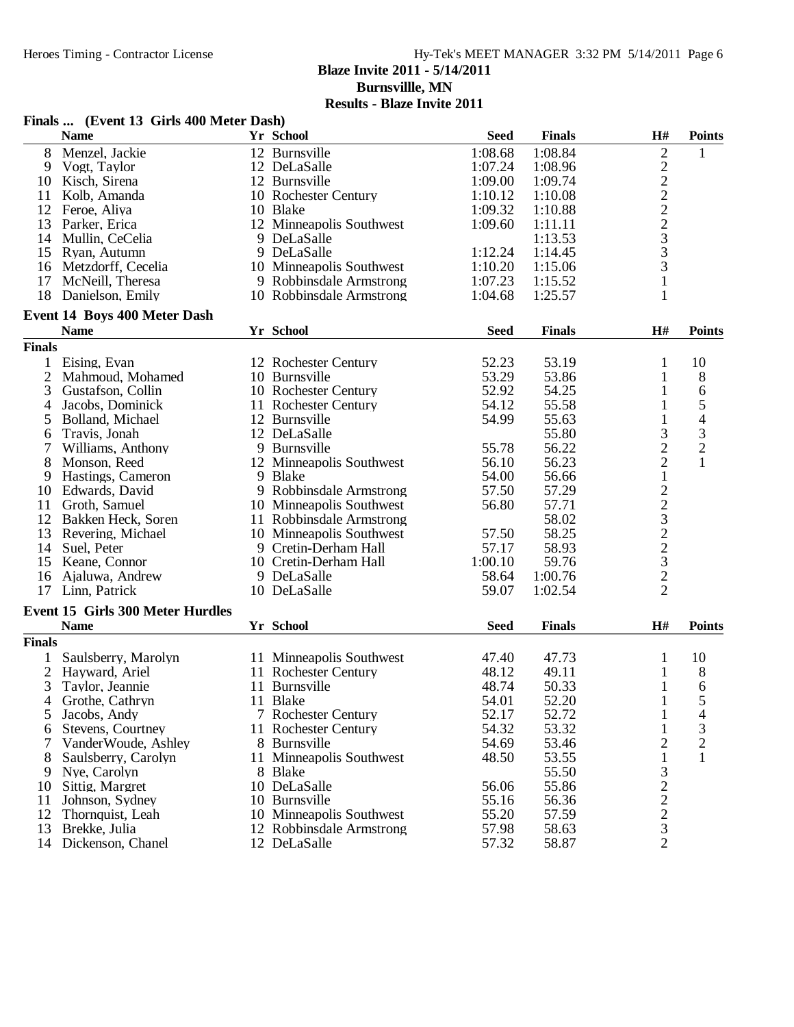# Blaze Invite 2011 - 5/14/2011

**Burnsvillle, MN**

**Results - Blaze Invite 2011**

### Finals ... (Event 13 Girls 400 Meter Dash)

| | Name | Yr | School | Seed | Finals | H# | Points |
|---|---|---|---|---|---|---|---|
| 8 | Menzel, Jackie | 12 | Burnsville | 1:08.68 | 1:08.84 | 2 | 1 |
| 9 | Vogt, Taylor | 12 | DeLaSalle | 1:07.24 | 1:08.96 | 2 | |
| 10 | Kisch, Sirena | 12 | Burnsville | 1:09.00 | 1:09.74 | 2 | |
| 11 | Kolb, Amanda | 10 | Rochester Century | 1:10.12 | 1:10.08 | 2 | |
| 12 | Feroe, Aliya | 10 | Blake | 1:09.32 | 1:10.88 | 2 | |
| 13 | Parker, Erica | 12 | Minneapolis Southwest | 1:09.60 | 1:11.11 | 2 | |
| 14 | Mullin, CeCelia | 9 | DeLaSalle | | 1:13.53 | 3 | |
| 15 | Ryan, Autumn | 9 | DeLaSalle | 1:12.24 | 1:14.45 | 3 | |
| 16 | Metzdorff, Cecelia | 10 | Minneapolis Southwest | 1:10.20 | 1:15.06 | 3 | |
| 17 | McNeill, Theresa | 9 | Robbinsdale Armstrong | 1:07.23 | 1:15.52 | 1 | |
| 18 | Danielson, Emily | 10 | Robbinsdale Armstrong | 1:04.68 | 1:25.57 | 1 | |

### Event 14 Boys 400 Meter Dash

| | Name | Yr | School | Seed | Finals | H# | Points |
|---|---|---|---|---|---|---|---|
| **Finals** | | | | | | | |
| 1 | Eising, Evan | 12 | Rochester Century | 52.23 | 53.19 | 1 | 10 |
| 2 | Mahmoud, Mohamed | 10 | Burnsville | 53.29 | 53.86 | 1 | 8 |
| 3 | Gustafson, Collin | 10 | Rochester Century | 52.92 | 54.25 | 1 | 6 |
| 4 | Jacobs, Dominick | 11 | Rochester Century | 54.12 | 55.58 | 1 | 5 |
| 5 | Bolland, Michael | 12 | Burnsville | 54.99 | 55.63 | 1 | 4 |
| 6 | Travis, Jonah | 12 | DeLaSalle | | 55.80 | 3 | 3 |
| 7 | Williams, Anthony | 9 | Burnsville | 55.78 | 56.22 | 2 | 2 |
| 8 | Monson, Reed | 12 | Minneapolis Southwest | 56.10 | 56.23 | 2 | 1 |
| 9 | Hastings, Cameron | 9 | Blake | 54.00 | 56.66 | 1 | |
| 10 | Edwards, David | 9 | Robbinsdale Armstrong | 57.50 | 57.29 | 2 | |
| 11 | Groth, Samuel | 10 | Minneapolis Southwest | 56.80 | 57.71 | 2 | |
| 12 | Bakken Heck, Soren | 11 | Robbinsdale Armstrong | | 58.02 | 3 | |
| 13 | Revering, Michael | 10 | Minneapolis Southwest | 57.50 | 58.25 | 2 | |
| 14 | Suel, Peter | 9 | Cretin-Derham Hall | 57.17 | 58.93 | 2 | |
| 15 | Keane, Connor | 10 | Cretin-Derham Hall | 1:00.10 | 59.76 | 3 | |
| 16 | Ajaluwa, Andrew | 9 | DeLaSalle | 58.64 | 1:00.76 | 2 | |
| 17 | Linn, Patrick | 10 | DeLaSalle | 59.07 | 1:02.54 | 2 | |

### Event 15 Girls 300 Meter Hurdles

| | Name | Yr | School | Seed | Finals | H# | Points |
|---|---|---|---|---|---|---|---|
| **Finals** | | | | | | | |
| 1 | Saulsberry, Marolyn | 11 | Minneapolis Southwest | 47.40 | 47.73 | 1 | 10 |
| 2 | Hayward, Ariel | 11 | Rochester Century | 48.12 | 49.11 | 1 | 8 |
| 3 | Taylor, Jeannie | 11 | Burnsville | 48.74 | 50.33 | 1 | 6 |
| 4 | Grothe, Cathryn | 11 | Blake | 54.01 | 52.20 | 1 | 5 |
| 5 | Jacobs, Andy | 7 | Rochester Century | 52.17 | 52.72 | 1 | 4 |
| 6 | Stevens, Courtney | 11 | Rochester Century | 54.32 | 53.32 | 1 | 3 |
| 7 | VanderWoude, Ashley | 8 | Burnsville | 54.69 | 53.46 | 2 | 2 |
| 8 | Saulsberry, Carolyn | 11 | Minneapolis Southwest | 48.50 | 53.55 | 1 | 1 |
| 9 | Nye, Carolyn | 8 | Blake | | 55.50 | 3 | |
| 10 | Sittig, Margret | 10 | DeLaSalle | 56.06 | 55.86 | 2 | |
| 11 | Johnson, Sydney | 10 | Burnsville | 55.16 | 56.36 | 2 | |
| 12 | Thornquist, Leah | 10 | Minneapolis Southwest | 55.20 | 57.59 | 2 | |
| 13 | Brekke, Julia | 12 | Robbinsdale Armstrong | 57.98 | 58.63 | 3 | |
| 14 | Dickenson, Chanel | 12 | DeLaSalle | 57.32 | 58.87 | 2 | |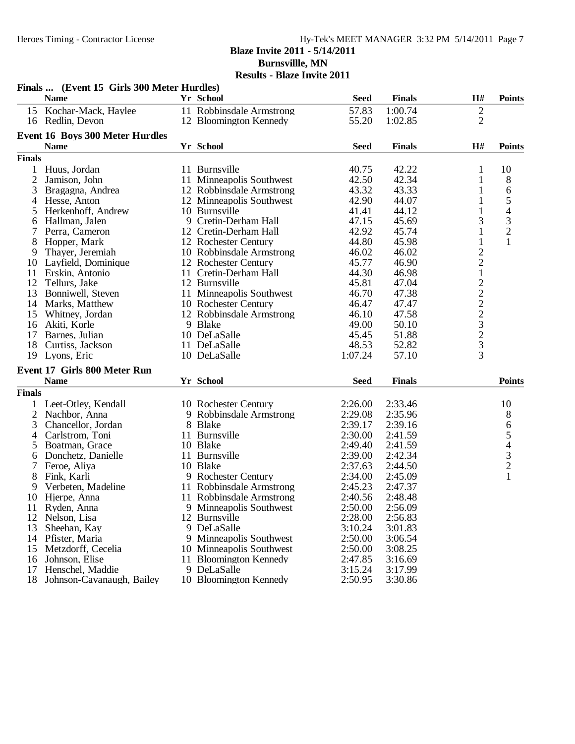**Blaze Invite 2011 - 5/14/2011**
**Burnsvillle, MN**
**Results - Blaze Invite 2011**

### Finals ... (Event 15 Girls 300 Meter Hurdles)

| | Name | Yr | School | Seed | Finals | H# | Points |
|---|---|---|---|---|---|---|---|
| 15 | Kochar-Mack, Haylee | 11 | Robbinsdale Armstrong | 57.83 | 1:00.74 | 2 | |
| 16 | Redlin, Devon | 12 | Bloomington Kennedy | 55.20 | 1:02.85 | 2 | |

### Event 16 Boys 300 Meter Hurdles

**Finals**

| | Name | Yr | School | Seed | Finals | H# | Points |
|---|---|---|---|---|---|---|---|
| 1 | Huus, Jordan | 11 | Burnsville | 40.75 | 42.22 | 1 | 10 |
| 2 | Jamison, John | 11 | Minneapolis Southwest | 42.50 | 42.34 | 1 | 8 |
| 3 | Bragagna, Andrea | 12 | Robbinsdale Armstrong | 43.32 | 43.33 | 1 | 6 |
| 4 | Hesse, Anton | 12 | Minneapolis Southwest | 42.90 | 44.07 | 1 | 5 |
| 5 | Herkenhoff, Andrew | 10 | Burnsville | 41.41 | 44.12 | 1 | 4 |
| 6 | Hallman, Jalen | 9 | Cretin-Derham Hall | 47.15 | 45.69 | 3 | 3 |
| 7 | Perra, Cameron | 12 | Cretin-Derham Hall | 42.92 | 45.74 | 1 | 2 |
| 8 | Hopper, Mark | 12 | Rochester Century | 44.80 | 45.98 | 1 | 1 |
| 9 | Thayer, Jeremiah | 10 | Robbinsdale Armstrong | 46.02 | 46.02 | 2 | |
| 10 | Layfield, Dominique | 12 | Rochester Century | 45.77 | 46.90 | 2 | |
| 11 | Erskin, Antonio | 11 | Cretin-Derham Hall | 44.30 | 46.98 | 1 | |
| 12 | Tellurs, Jake | 12 | Burnsville | 45.81 | 47.04 | 2 | |
| 13 | Bonniwell, Steven | 11 | Minneapolis Southwest | 46.70 | 47.38 | 2 | |
| 14 | Marks, Matthew | 10 | Rochester Century | 46.47 | 47.47 | 2 | |
| 15 | Whitney, Jordan | 12 | Robbinsdale Armstrong | 46.10 | 47.58 | 2 | |
| 16 | Akiti, Korle | 9 | Blake | 49.00 | 50.10 | 3 | |
| 17 | Barnes, Julian | 10 | DeLaSalle | 45.45 | 51.88 | 2 | |
| 18 | Curtiss, Jackson | 11 | DeLaSalle | 48.53 | 52.82 | 3 | |
| 19 | Lyons, Eric | 10 | DeLaSalle | 1:07.24 | 57.10 | 3 | |

### Event 17 Girls 800 Meter Run

**Finals**

| | Name | Yr | School | Seed | Finals | Points |
|---|---|---|---|---|---|---|
| 1 | Leet-Otley, Kendall | 10 | Rochester Century | 2:26.00 | 2:33.46 | 10 |
| 2 | Nachbor, Anna | 9 | Robbinsdale Armstrong | 2:29.08 | 2:35.96 | 8 |
| 3 | Chancellor, Jordan | 8 | Blake | 2:39.17 | 2:39.16 | 6 |
| 4 | Carlstrom, Toni | 11 | Burnsville | 2:30.00 | 2:41.59 | 5 |
| 5 | Boatman, Grace | 10 | Blake | 2:49.40 | 2:41.59 | 4 |
| 6 | Donchetz, Danielle | 11 | Burnsville | 2:39.00 | 2:42.34 | 3 |
| 7 | Feroe, Aliya | 10 | Blake | 2:37.63 | 2:44.50 | 2 |
| 8 | Fink, Karli | 9 | Rochester Century | 2:34.00 | 2:45.09 | 1 |
| 9 | Verbeten, Madeline | 11 | Robbinsdale Armstrong | 2:45.23 | 2:47.37 | |
| 10 | Hjerpe, Anna | 11 | Robbinsdale Armstrong | 2:40.56 | 2:48.48 | |
| 11 | Ryden, Anna | 9 | Minneapolis Southwest | 2:50.00 | 2:56.09 | |
| 12 | Nelson, Lisa | 12 | Burnsville | 2:28.00 | 2:56.83 | |
| 13 | Sheehan, Kay | 9 | DeLaSalle | 3:10.24 | 3:01.83 | |
| 14 | Pfister, Maria | 9 | Minneapolis Southwest | 2:50.00 | 3:06.54 | |
| 15 | Metzdorff, Cecelia | 10 | Minneapolis Southwest | 2:50.00 | 3:08.25 | |
| 16 | Johnson, Elise | 11 | Bloomington Kennedy | 2:47.85 | 3:16.69 | |
| 17 | Henschel, Maddie | 9 | DeLaSalle | 3:15.24 | 3:17.99 | |
| 18 | Johnson-Cavanaugh, Bailey | 10 | Bloomington Kennedy | 2:50.95 | 3:30.86 | |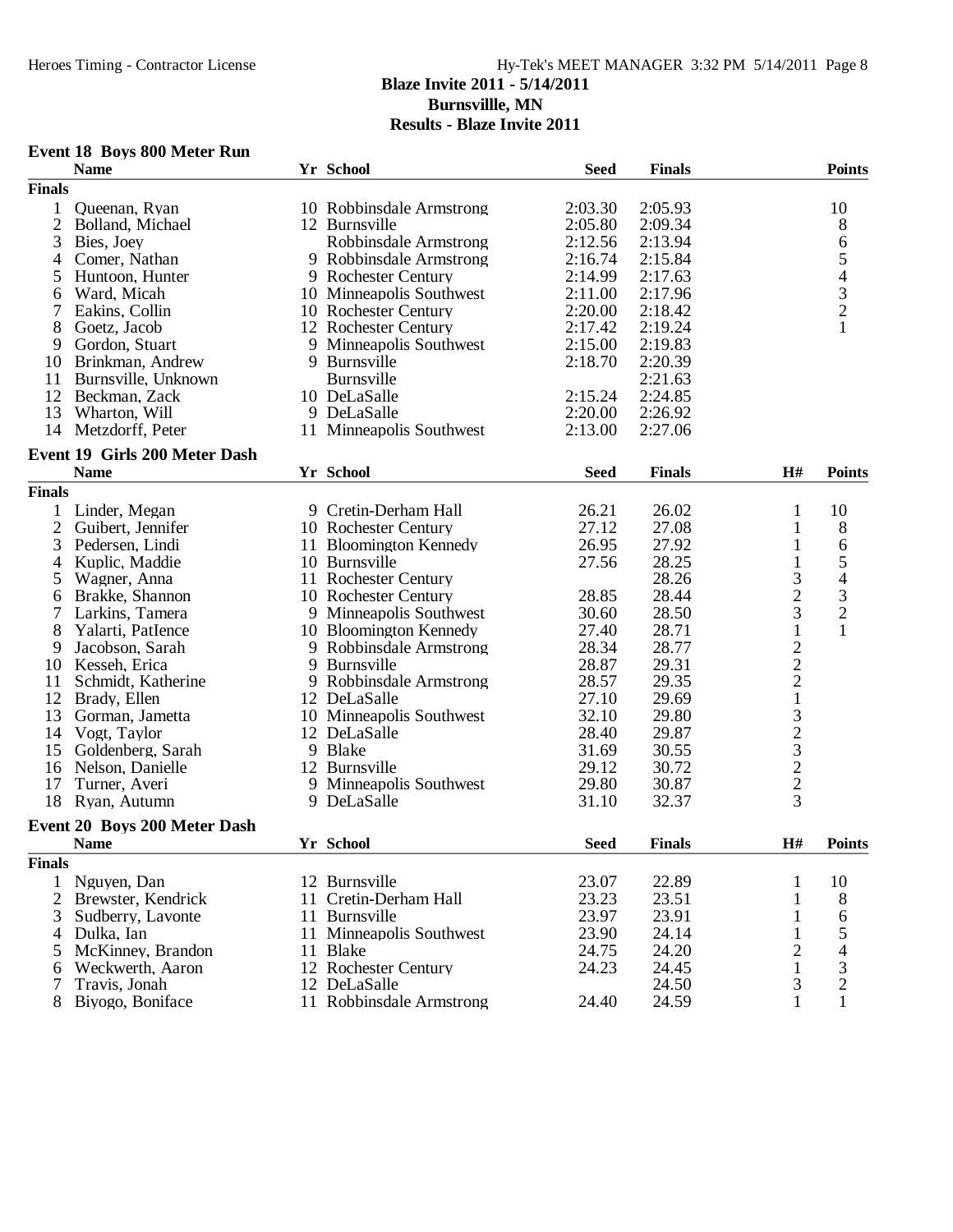## Blaze Invite 2011 - 5/14/2011
## Burnsvillle, MN
## Results - Blaze Invite 2011

### Event 18 Boys 800 Meter Run

| | Name | Yr | School | Seed | Finals | Points |
|---|---|---|---|---|---|---|
| **Finals** | | | | | | |
| 1 | Queenan, Ryan | 10 | Robbinsdale Armstrong | 2:03.30 | 2:05.93 | 10 |
| 2 | Bolland, Michael | 12 | Burnsville | 2:05.80 | 2:09.34 | 8 |
| 3 | Bies, Joey | | Robbinsdale Armstrong | 2:12.56 | 2:13.94 | 6 |
| 4 | Comer, Nathan | 9 | Robbinsdale Armstrong | 2:16.74 | 2:15.84 | 5 |
| 5 | Huntoon, Hunter | 9 | Rochester Century | 2:14.99 | 2:17.63 | 4 |
| 6 | Ward, Micah | 10 | Minneapolis Southwest | 2:11.00 | 2:17.96 | 3 |
| 7 | Eakins, Collin | 10 | Rochester Century | 2:20.00 | 2:18.42 | 2 |
| 8 | Goetz, Jacob | 12 | Rochester Century | 2:17.42 | 2:19.24 | 1 |
| 9 | Gordon, Stuart | 9 | Minneapolis Southwest | 2:15.00 | 2:19.83 | |
| 10 | Brinkman, Andrew | 9 | Burnsville | 2:18.70 | 2:20.39 | |
| 11 | Burnsville, Unknown | | Burnsville | | 2:21.63 | |
| 12 | Beckman, Zack | 10 | DeLaSalle | 2:15.24 | 2:24.85 | |
| 13 | Wharton, Will | 9 | DeLaSalle | 2:20.00 | 2:26.92 | |
| 14 | Metzdorff, Peter | 11 | Minneapolis Southwest | 2:13.00 | 2:27.06 | |

### Event 19 Girls 200 Meter Dash

| | Name | Yr | School | Seed | Finals | H# | Points |
|---|---|---|---|---|---|---|---|
| **Finals** | | | | | | | |
| 1 | Linder, Megan | 9 | Cretin-Derham Hall | 26.21 | 26.02 | 1 | 10 |
| 2 | Guibert, Jennifer | 10 | Rochester Century | 27.12 | 27.08 | 1 | 8 |
| 3 | Pedersen, Lindi | 11 | Bloomington Kennedy | 26.95 | 27.92 | 1 | 6 |
| 4 | Kuplic, Maddie | 10 | Burnsville | 27.56 | 28.25 | 1 | 5 |
| 5 | Wagner, Anna | 11 | Rochester Century | | 28.26 | 3 | 4 |
| 6 | Brakke, Shannon | 10 | Rochester Century | 28.85 | 28.44 | 2 | 3 |
| 7 | Larkins, Tamera | 9 | Minneapolis Southwest | 30.60 | 28.50 | 3 | 2 |
| 8 | Yalarti, PatIence | 10 | Bloomington Kennedy | 27.40 | 28.71 | 1 | 1 |
| 9 | Jacobson, Sarah | 9 | Robbinsdale Armstrong | 28.34 | 28.77 | 2 | |
| 10 | Kesseh, Erica | 9 | Burnsville | 28.87 | 29.31 | 2 | |
| 11 | Schmidt, Katherine | 9 | Robbinsdale Armstrong | 28.57 | 29.35 | 2 | |
| 12 | Brady, Ellen | 12 | DeLaSalle | 27.10 | 29.69 | 1 | |
| 13 | Gorman, Jametta | 10 | Minneapolis Southwest | 32.10 | 29.80 | 3 | |
| 14 | Vogt, Taylor | 12 | DeLaSalle | 28.40 | 29.87 | 2 | |
| 15 | Goldenberg, Sarah | 9 | Blake | 31.69 | 30.55 | 3 | |
| 16 | Nelson, Danielle | 12 | Burnsville | 29.12 | 30.72 | 2 | |
| 17 | Turner, Averi | 9 | Minneapolis Southwest | 29.80 | 30.87 | 2 | |
| 18 | Ryan, Autumn | 9 | DeLaSalle | 31.10 | 32.37 | 3 | |

### Event 20 Boys 200 Meter Dash

| | Name | Yr | School | Seed | Finals | H# | Points |
|---|---|---|---|---|---|---|---|
| **Finals** | | | | | | | |
| 1 | Nguyen, Dan | 12 | Burnsville | 23.07 | 22.89 | 1 | 10 |
| 2 | Brewster, Kendrick | 11 | Cretin-Derham Hall | 23.23 | 23.51 | 1 | 8 |
| 3 | Sudberry, Lavonte | 11 | Burnsville | 23.97 | 23.91 | 1 | 6 |
| 4 | Dulka, Ian | 11 | Minneapolis Southwest | 23.90 | 24.14 | 1 | 5 |
| 5 | McKinney, Brandon | 11 | Blake | 24.75 | 24.20 | 2 | 4 |
| 6 | Weckwerth, Aaron | 12 | Rochester Century | 24.23 | 24.45 | 1 | 3 |
| 7 | Travis, Jonah | 12 | DeLaSalle | | 24.50 | 3 | 2 |
| 8 | Biyogo, Boniface | 11 | Robbinsdale Armstrong | 24.40 | 24.59 | 1 | 1 |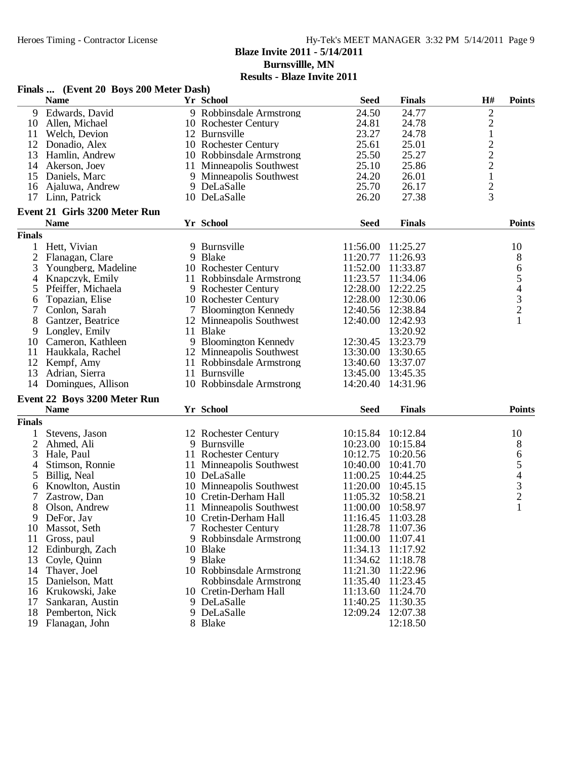**Blaze Invite 2011 - 5/14/2011**
**Burnsvillle, MN**
**Results - Blaze Invite 2011**

### Finals ... (Event 20 Boys 200 Meter Dash)

| | Name | Yr | School | Seed | Finals | H# | Points |
|---|---|---|---|---|---|---|---|
| 9 | Edwards, David | 9 | Robbinsdale Armstrong | 24.50 | 24.77 | 2 | |
| 10 | Allen, Michael | 10 | Rochester Century | 24.81 | 24.78 | 2 | |
| 11 | Welch, Devion | 12 | Burnsville | 23.27 | 24.78 | 1 | |
| 12 | Donadio, Alex | 10 | Rochester Century | 25.61 | 25.01 | 2 | |
| 13 | Hamlin, Andrew | 10 | Robbinsdale Armstrong | 25.50 | 25.27 | 2 | |
| 14 | Akerson, Joey | 11 | Minneapolis Southwest | 25.10 | 25.86 | 2 | |
| 15 | Daniels, Marc | 9 | Minneapolis Southwest | 24.20 | 26.01 | 1 | |
| 16 | Ajaluwa, Andrew | 9 | DeLaSalle | 25.70 | 26.17 | 2 | |
| 17 | Linn, Patrick | 10 | DeLaSalle | 26.20 | 27.38 | 3 | |

### Event 21 Girls 3200 Meter Run

**Finals**

| | Name | Yr | School | Seed | Finals | Points |
|---|---|---|---|---|---|---|
| 1 | Hett, Vivian | 9 | Burnsville | 11:56.00 | 11:25.27 | 10 |
| 2 | Flanagan, Clare | 9 | Blake | 11:20.77 | 11:26.93 | 8 |
| 3 | Youngberg, Madeline | 10 | Rochester Century | 11:52.00 | 11:33.87 | 6 |
| 4 | Knapczyk, Emily | 11 | Robbinsdale Armstrong | 11:23.57 | 11:34.06 | 5 |
| 5 | Pfeiffer, Michaela | 9 | Rochester Century | 12:28.00 | 12:22.25 | 4 |
| 6 | Topazian, Elise | 10 | Rochester Century | 12:28.00 | 12:30.06 | 3 |
| 7 | Conlon, Sarah | 7 | Bloomington Kennedy | 12:40.56 | 12:38.84 | 2 |
| 8 | Gantzer, Beatrice | 12 | Minneapolis Southwest | 12:40.00 | 12:42.93 | 1 |
| 9 | Longley, Emily | 11 | Blake | | 13:20.92 | |
| 10 | Cameron, Kathleen | 9 | Bloomington Kennedy | 12:30.45 | 13:23.79 | |
| 11 | Haukkala, Rachel | 12 | Minneapolis Southwest | 13:30.00 | 13:30.65 | |
| 12 | Kempf, Amy | 11 | Robbinsdale Armstrong | 13:40.60 | 13:37.07 | |
| 13 | Adrian, Sierra | 11 | Burnsville | 13:45.00 | 13:45.35 | |
| 14 | Domingues, Allison | 10 | Robbinsdale Armstrong | 14:20.40 | 14:31.96 | |

### Event 22 Boys 3200 Meter Run

**Finals**

| | Name | Yr | School | Seed | Finals | Points |
|---|---|---|---|---|---|---|
| 1 | Stevens, Jason | 12 | Rochester Century | 10:15.84 | 10:12.84 | 10 |
| 2 | Ahmed, Ali | 9 | Burnsville | 10:23.00 | 10:15.84 | 8 |
| 3 | Hale, Paul | 11 | Rochester Century | 10:12.75 | 10:20.56 | 6 |
| 4 | Stimson, Ronnie | 11 | Minneapolis Southwest | 10:40.00 | 10:41.70 | 5 |
| 5 | Billig, Neal | 10 | DeLaSalle | 11:00.25 | 10:44.25 | 4 |
| 6 | Knowlton, Austin | 10 | Minneapolis Southwest | 11:20.00 | 10:45.15 | 3 |
| 7 | Zastrow, Dan | 10 | Cretin-Derham Hall | 11:05.32 | 10:58.21 | 2 |
| 8 | Olson, Andrew | 11 | Minneapolis Southwest | 11:00.00 | 10:58.97 | 1 |
| 9 | DeFor, Jay | 10 | Cretin-Derham Hall | 11:16.45 | 11:03.28 | |
| 10 | Massot, Seth | 7 | Rochester Century | 11:28.78 | 11:07.36 | |
| 11 | Gross, paul | 9 | Robbinsdale Armstrong | 11:00.00 | 11:07.41 | |
| 12 | Edinburgh, Zach | 10 | Blake | 11:34.13 | 11:17.92 | |
| 13 | Coyle, Quinn | 9 | Blake | 11:34.62 | 11:18.78 | |
| 14 | Thayer, Joel | 10 | Robbinsdale Armstrong | 11:21.30 | 11:22.96 | |
| 15 | Danielson, Matt | | Robbinsdale Armstrong | 11:35.40 | 11:23.45 | |
| 16 | Krukowski, Jake | 10 | Cretin-Derham Hall | 11:13.60 | 11:24.70 | |
| 17 | Sankaran, Austin | 9 | DeLaSalle | 11:40.25 | 11:30.35 | |
| 18 | Pemberton, Nick | 9 | DeLaSalle | 12:09.24 | 12:07.38 | |
| 19 | Flanagan, John | 8 | Blake | | 12:18.50 | |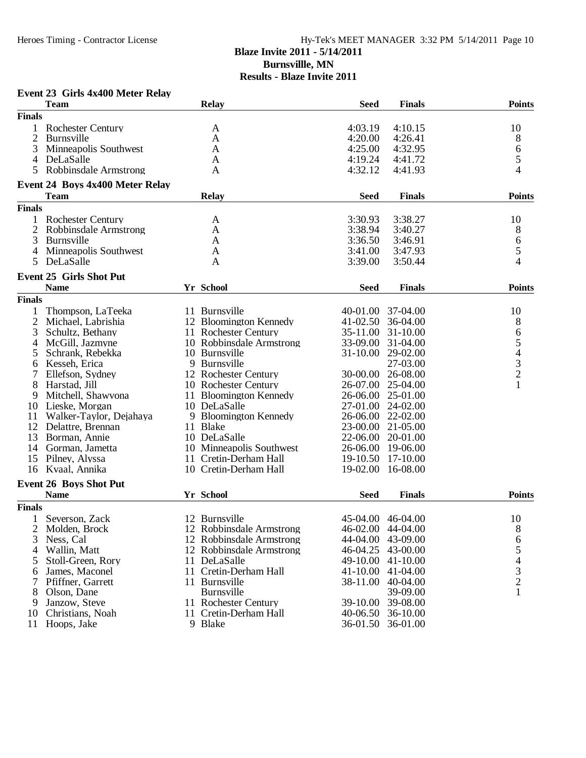**Blaze Invite 2011 - 5/14/2011**
**Burnsvillle, MN**
**Results - Blaze Invite 2011**

### Event 23 Girls 4x400 Meter Relay

| | Team | Relay | Seed | Finals | Points |
|---|---|---|---|---|---|
| **Finals** | | | | | |
| 1 | Rochester Century | A | 4:03.19 | 4:10.15 | 10 |
| 2 | Burnsville | A | 4:20.00 | 4:26.41 | 8 |
| 3 | Minneapolis Southwest | A | 4:25.00 | 4:32.95 | 6 |
| 4 | DeLaSalle | A | 4:19.24 | 4:41.72 | 5 |
| 5 | Robbinsdale Armstrong | A | 4:32.12 | 4:41.93 | 4 |

### Event 24 Boys 4x400 Meter Relay

| | Team | Relay | Seed | Finals | Points |
|---|---|---|---|---|---|
| **Finals** | | | | | |
| 1 | Rochester Century | A | 3:30.93 | 3:38.27 | 10 |
| 2 | Robbinsdale Armstrong | A | 3:38.94 | 3:40.27 | 8 |
| 3 | Burnsville | A | 3:36.50 | 3:46.91 | 6 |
| 4 | Minneapolis Southwest | A | 3:41.00 | 3:47.93 | 5 |
| 5 | DeLaSalle | A | 3:39.00 | 3:50.44 | 4 |

### Event 25 Girls Shot Put

| | Name | Yr | School | Seed | Finals | Points |
|---|---|---|---|---|---|---|
| **Finals** | | | | | | |
| 1 | Thompson, LaTeeka | 11 | Burnsville | 40-01.00 | 37-04.00 | 10 |
| 2 | Michael, Labrishia | 12 | Bloomington Kennedy | 41-02.50 | 36-04.00 | 8 |
| 3 | Schultz, Bethany | 11 | Rochester Century | 35-11.00 | 31-10.00 | 6 |
| 4 | McGill, Jazmyne | 10 | Robbinsdale Armstrong | 33-09.00 | 31-04.00 | 5 |
| 5 | Schrank, Rebekka | 10 | Burnsville | 31-10.00 | 29-02.00 | 4 |
| 6 | Kesseh, Erica | 9 | Burnsville | | 27-03.00 | 3 |
| 7 | Ellefson, Sydney | 12 | Rochester Century | 30-00.00 | 26-08.00 | 2 |
| 8 | Harstad, Jill | 10 | Rochester Century | 26-07.00 | 25-04.00 | 1 |
| 9 | Mitchell, Shawvona | 11 | Bloomington Kennedy | 26-06.00 | 25-01.00 | |
| 10 | Lieske, Morgan | 10 | DeLaSalle | 27-01.00 | 24-02.00 | |
| 11 | Walker-Taylor, Dejahaya | 9 | Bloomington Kennedy | 26-06.00 | 22-02.00 | |
| 12 | Delattre, Brennan | 11 | Blake | 23-00.00 | 21-05.00 | |
| 13 | Borman, Annie | 10 | DeLaSalle | 22-06.00 | 20-01.00 | |
| 14 | Gorman, Jametta | 10 | Minneapolis Southwest | 26-06.00 | 19-06.00 | |
| 15 | Pilney, Alyssa | 11 | Cretin-Derham Hall | 19-10.50 | 17-10.00 | |
| 16 | Kvaal, Annika | 10 | Cretin-Derham Hall | 19-02.00 | 16-08.00 | |

### Event 26 Boys Shot Put

| | Name | Yr | School | Seed | Finals | Points |
|---|---|---|---|---|---|---|
| **Finals** | | | | | | |
| 1 | Severson, Zack | 12 | Burnsville | 45-04.00 | 46-04.00 | 10 |
| 2 | Molden, Brock | 12 | Robbinsdale Armstrong | 46-02.00 | 44-04.00 | 8 |
| 3 | Ness, Cal | 12 | Robbinsdale Armstrong | 44-04.00 | 43-09.00 | 6 |
| 4 | Wallin, Matt | 12 | Robbinsdale Armstrong | 46-04.25 | 43-00.00 | 5 |
| 5 | Stoll-Green, Rory | 11 | DeLaSalle | 49-10.00 | 41-10.00 | 4 |
| 6 | James, Maconel | 11 | Cretin-Derham Hall | 41-10.00 | 41-04.00 | 3 |
| 7 | Pfiffner, Garrett | 11 | Burnsville | 38-11.00 | 40-04.00 | 2 |
| 8 | Olson, Dane | | Burnsville | | 39-09.00 | 1 |
| 9 | Janzow, Steve | 11 | Rochester Century | 39-10.00 | 39-08.00 | |
| 10 | Christians, Noah | 11 | Cretin-Derham Hall | 40-06.50 | 36-10.00 | |
| 11 | Hoops, Jake | 9 | Blake | 36-01.50 | 36-01.00 | |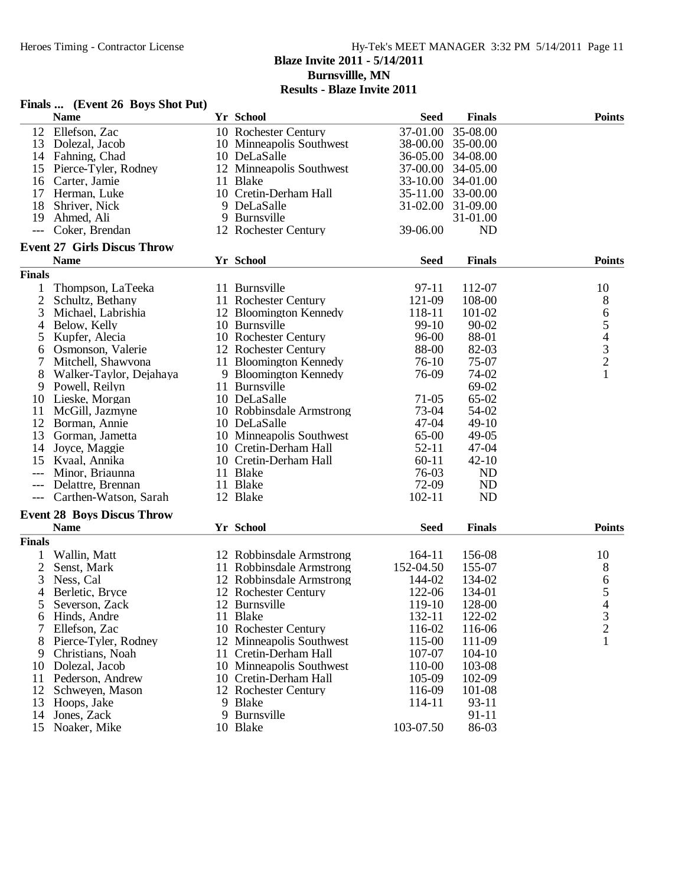# Blaze Invite 2011 - 5/14/2011
## Burnsvillle, MN
## Results - Blaze Invite 2011

### Finals ... (Event 26 Boys Shot Put)

| | Name | Yr | School | Seed | Finals | Points |
|---|---|---|---|---|---|---|
| 12 | Ellefson, Zac | 10 | Rochester Century | 37-01.00 | 35-08.00 | |
| 13 | Dolezal, Jacob | 10 | Minneapolis Southwest | 38-00.00 | 35-00.00 | |
| 14 | Fahning, Chad | 10 | DeLaSalle | 36-05.00 | 34-08.00 | |
| 15 | Pierce-Tyler, Rodney | 12 | Minneapolis Southwest | 37-00.00 | 34-05.00 | |
| 16 | Carter, Jamie | 11 | Blake | 33-10.00 | 34-01.00 | |
| 17 | Herman, Luke | 10 | Cretin-Derham Hall | 35-11.00 | 33-00.00 | |
| 18 | Shriver, Nick | 9 | DeLaSalle | 31-02.00 | 31-09.00 | |
| 19 | Ahmed, Ali | 9 | Burnsville | | 31-01.00 | |
| --- | Coker, Brendan | 12 | Rochester Century | 39-06.00 | ND | |

### Event 27 Girls Discus Throw

| | Name | Yr | School | Seed | Finals | Points |
|---|---|---|---|---|---|---|
| **Finals** | | | | | | |
| 1 | Thompson, LaTeeka | 11 | Burnsville | 97-11 | 112-07 | 10 |
| 2 | Schultz, Bethany | 11 | Rochester Century | 121-09 | 108-00 | 8 |
| 3 | Michael, Labrishia | 12 | Bloomington Kennedy | 118-11 | 101-02 | 6 |
| 4 | Below, Kelly | 10 | Burnsville | 99-10 | 90-02 | 5 |
| 5 | Kupfer, Alecia | 10 | Rochester Century | 96-00 | 88-01 | 4 |
| 6 | Osmonson, Valerie | 12 | Rochester Century | 88-00 | 82-03 | 3 |
| 7 | Mitchell, Shawvona | 11 | Bloomington Kennedy | 76-10 | 75-07 | 2 |
| 8 | Walker-Taylor, Dejahaya | 9 | Bloomington Kennedy | 76-09 | 74-02 | 1 |
| 9 | Powell, Reilyn | 11 | Burnsville | | 69-02 | |
| 10 | Lieske, Morgan | 10 | DeLaSalle | 71-05 | 65-02 | |
| 11 | McGill, Jazmyne | 10 | Robbinsdale Armstrong | 73-04 | 54-02 | |
| 12 | Borman, Annie | 10 | DeLaSalle | 47-04 | 49-10 | |
| 13 | Gorman, Jametta | 10 | Minneapolis Southwest | 65-00 | 49-05 | |
| 14 | Joyce, Maggie | 10 | Cretin-Derham Hall | 52-11 | 47-04 | |
| 15 | Kvaal, Annika | 10 | Cretin-Derham Hall | 60-11 | 42-10 | |
| --- | Minor, Briaunna | 11 | Blake | 76-03 | ND | |
| --- | Delattre, Brennan | 11 | Blake | 72-09 | ND | |
| --- | Carthen-Watson, Sarah | 12 | Blake | 102-11 | ND | |

### Event 28 Boys Discus Throw

| | Name | Yr | School | Seed | Finals | Points |
|---|---|---|---|---|---|---|
| **Finals** | | | | | | |
| 1 | Wallin, Matt | 12 | Robbinsdale Armstrong | 164-11 | 156-08 | 10 |
| 2 | Senst, Mark | 11 | Robbinsdale Armstrong | 152-04.50 | 155-07 | 8 |
| 3 | Ness, Cal | 12 | Robbinsdale Armstrong | 144-02 | 134-02 | 6 |
| 4 | Berletic, Bryce | 12 | Rochester Century | 122-06 | 134-01 | 5 |
| 5 | Severson, Zack | 12 | Burnsville | 119-10 | 128-00 | 4 |
| 6 | Hinds, Andre | 11 | Blake | 132-11 | 122-02 | 3 |
| 7 | Ellefson, Zac | 10 | Rochester Century | 116-02 | 116-06 | 2 |
| 8 | Pierce-Tyler, Rodney | 12 | Minneapolis Southwest | 115-00 | 111-09 | 1 |
| 9 | Christians, Noah | 11 | Cretin-Derham Hall | 107-07 | 104-10 | |
| 10 | Dolezal, Jacob | 10 | Minneapolis Southwest | 110-00 | 103-08 | |
| 11 | Pederson, Andrew | 10 | Cretin-Derham Hall | 105-09 | 102-09 | |
| 12 | Schweyen, Mason | 12 | Rochester Century | 116-09 | 101-08 | |
| 13 | Hoops, Jake | 9 | Blake | 114-11 | 93-11 | |
| 14 | Jones, Zack | 9 | Burnsville | | 91-11 | |
| 15 | Noaker, Mike | 10 | Blake | 103-07.50 | 86-03 | |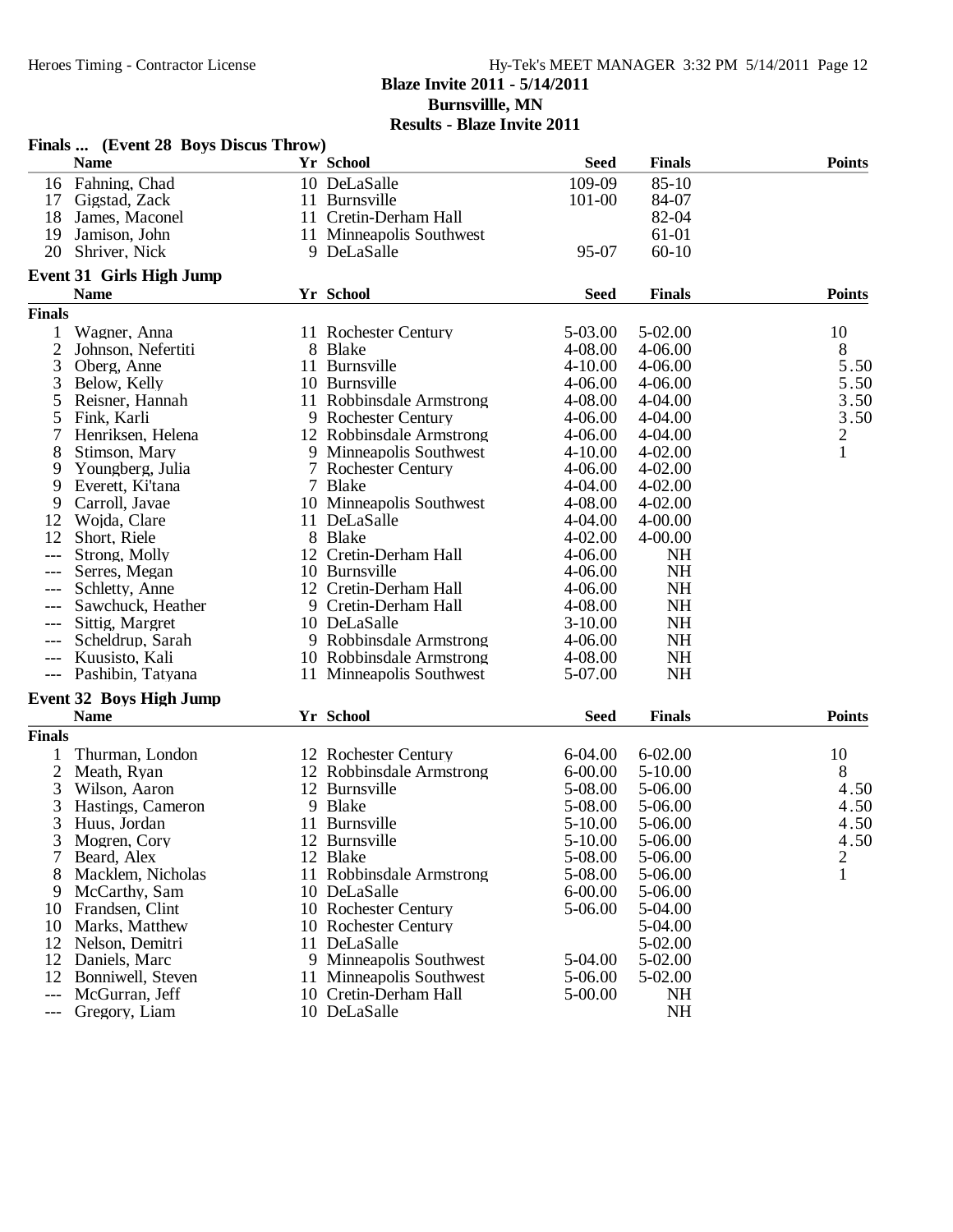# Blaze Invite 2011 - 5/14/2011

**Burnsvillle, MN**

**Results - Blaze Invite 2011**

### Finals ... (Event 28 Boys Discus Throw)

| | Name | Yr | School | Seed | Finals | Points |
|---|---|---|---|---|---|---|
| 16 | Fahning, Chad | 10 | DeLaSalle | 109-09 | 85-10 | |
| 17 | Gigstad, Zack | 11 | Burnsville | 101-00 | 84-07 | |
| 18 | James, Maconel | 11 | Cretin-Derham Hall | | 82-04 | |
| 19 | Jamison, John | 11 | Minneapolis Southwest | | 61-01 | |
| 20 | Shriver, Nick | 9 | DeLaSalle | 95-07 | 60-10 | |

### Event 31 Girls High Jump

| | Name | Yr | School | Seed | Finals | Points |
|---|---|---|---|---|---|---|
| **Finals** | | | | | | |
| 1 | Wagner, Anna | 11 | Rochester Century | 5-03.00 | 5-02.00 | 10 |
| 2 | Johnson, Nefertiti | 8 | Blake | 4-08.00 | 4-06.00 | 8 |
| 3 | Oberg, Anne | 11 | Burnsville | 4-10.00 | 4-06.00 | 5.50 |
| 3 | Below, Kelly | 10 | Burnsville | 4-06.00 | 4-06.00 | 5.50 |
| 5 | Reisner, Hannah | 11 | Robbinsdale Armstrong | 4-08.00 | 4-04.00 | 3.50 |
| 5 | Fink, Karli | 9 | Rochester Century | 4-06.00 | 4-04.00 | 3.50 |
| 7 | Henriksen, Helena | 12 | Robbinsdale Armstrong | 4-06.00 | 4-04.00 | 2 |
| 8 | Stimson, Mary | 9 | Minneapolis Southwest | 4-10.00 | 4-02.00 | 1 |
| 9 | Youngberg, Julia | 7 | Rochester Century | 4-06.00 | 4-02.00 | |
| 9 | Everett, Ki'tana | 7 | Blake | 4-04.00 | 4-02.00 | |
| 9 | Carroll, Javae | 10 | Minneapolis Southwest | 4-08.00 | 4-02.00 | |
| 12 | Wojda, Clare | 11 | DeLaSalle | 4-04.00 | 4-00.00 | |
| 12 | Short, Riele | 8 | Blake | 4-02.00 | 4-00.00 | |
| --- | Strong, Molly | 12 | Cretin-Derham Hall | 4-06.00 | NH | |
| --- | Serres, Megan | 10 | Burnsville | 4-06.00 | NH | |
| --- | Schletty, Anne | 12 | Cretin-Derham Hall | 4-06.00 | NH | |
| --- | Sawchuck, Heather | 9 | Cretin-Derham Hall | 4-08.00 | NH | |
| --- | Sittig, Margret | 10 | DeLaSalle | 3-10.00 | NH | |
| --- | Scheldrup, Sarah | 9 | Robbinsdale Armstrong | 4-06.00 | NH | |
| --- | Kuusisto, Kali | 10 | Robbinsdale Armstrong | 4-08.00 | NH | |
| --- | Pashibin, Tatyana | 11 | Minneapolis Southwest | 5-07.00 | NH | |

### Event 32 Boys High Jump

| | Name | Yr | School | Seed | Finals | Points |
|---|---|---|---|---|---|---|
| **Finals** | | | | | | |
| 1 | Thurman, London | 12 | Rochester Century | 6-04.00 | 6-02.00 | 10 |
| 2 | Meath, Ryan | 12 | Robbinsdale Armstrong | 6-00.00 | 5-10.00 | 8 |
| 3 | Wilson, Aaron | 12 | Burnsville | 5-08.00 | 5-06.00 | 4.50 |
| 3 | Hastings, Cameron | 9 | Blake | 5-08.00 | 5-06.00 | 4.50 |
| 3 | Huus, Jordan | 11 | Burnsville | 5-10.00 | 5-06.00 | 4.50 |
| 3 | Mogren, Cory | 12 | Burnsville | 5-10.00 | 5-06.00 | 4.50 |
| 7 | Beard, Alex | 12 | Blake | 5-08.00 | 5-06.00 | 2 |
| 8 | Macklem, Nicholas | 11 | Robbinsdale Armstrong | 5-08.00 | 5-06.00 | 1 |
| 9 | McCarthy, Sam | 10 | DeLaSalle | 6-00.00 | 5-06.00 | |
| 10 | Frandsen, Clint | 10 | Rochester Century | 5-06.00 | 5-04.00 | |
| 10 | Marks, Matthew | 10 | Rochester Century | | 5-04.00 | |
| 12 | Nelson, Demitri | 11 | DeLaSalle | | 5-02.00 | |
| 12 | Daniels, Marc | 9 | Minneapolis Southwest | 5-04.00 | 5-02.00 | |
| 12 | Bonniwell, Steven | 11 | Minneapolis Southwest | 5-06.00 | 5-02.00 | |
| --- | McGurran, Jeff | 10 | Cretin-Derham Hall | 5-00.00 | NH | |
| --- | Gregory, Liam | 10 | DeLaSalle | | NH | |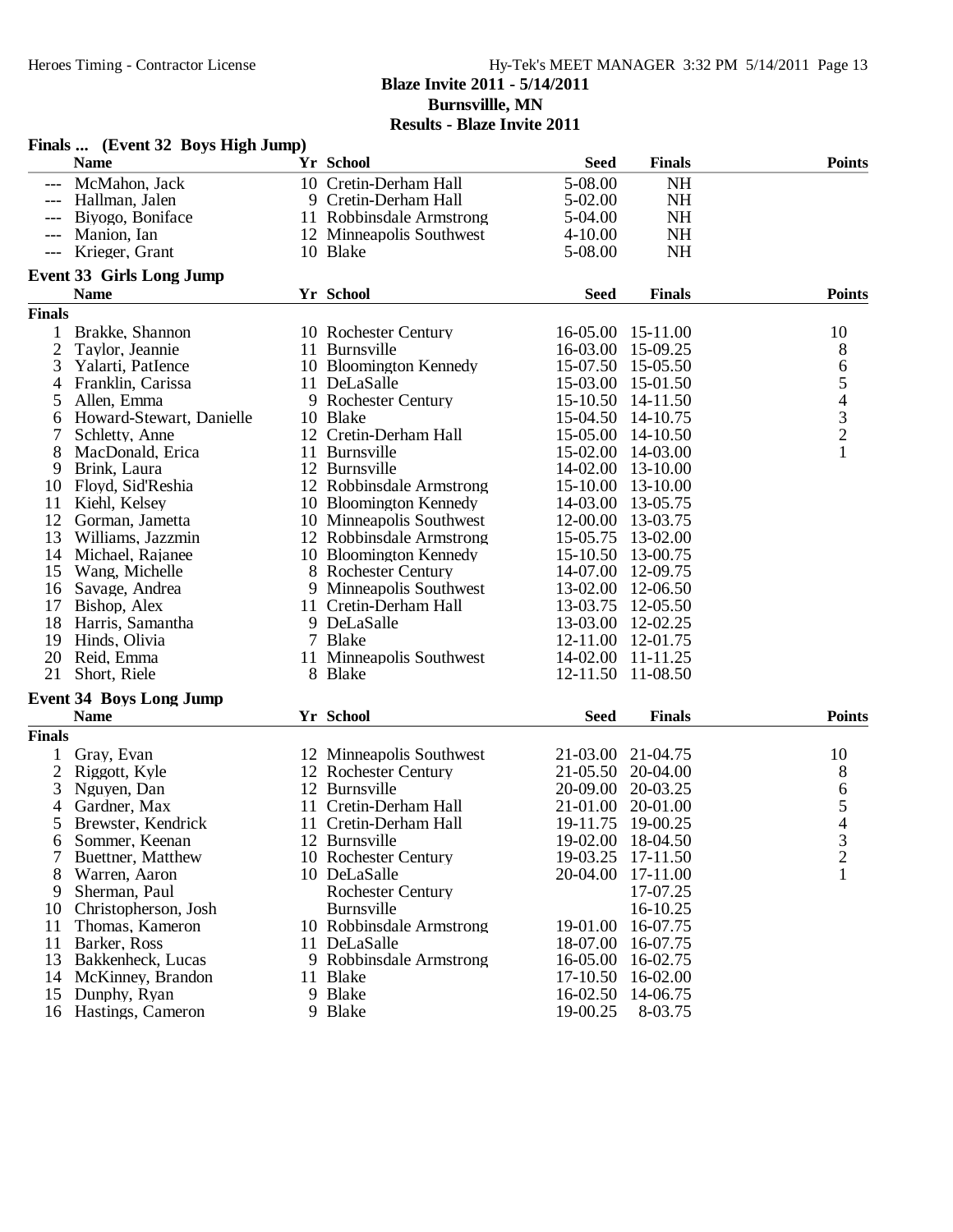# Blaze Invite 2011 - 5/14/2011
## Burnsvillle, MN
## Results - Blaze Invite 2011

### Finals ... (Event 32 Boys High Jump)

| | Name | Yr | School | Seed | Finals | Points |
|---|---|---|---|---|---|---|
| --- | McMahon, Jack | 10 | Cretin-Derham Hall | 5-08.00 | NH | |
| --- | Hallman, Jalen | 9 | Cretin-Derham Hall | 5-02.00 | NH | |
| --- | Biyogo, Boniface | 11 | Robbinsdale Armstrong | 5-04.00 | NH | |
| --- | Manion, Ian | 12 | Minneapolis Southwest | 4-10.00 | NH | |
| --- | Krieger, Grant | 10 | Blake | 5-08.00 | NH | |

### Event 33 Girls Long Jump

**Finals**

| | Name | Yr | School | Seed | Finals | Points |
|---|---|---|---|---|---|---|
| 1 | Brakke, Shannon | 10 | Rochester Century | 16-05.00 | 15-11.00 | 10 |
| 2 | Taylor, Jeannie | 11 | Burnsville | 16-03.00 | 15-09.25 | 8 |
| 3 | Yalarti, PatIence | 10 | Bloomington Kennedy | 15-07.50 | 15-05.50 | 6 |
| 4 | Franklin, Carissa | 11 | DeLaSalle | 15-03.00 | 15-01.50 | 5 |
| 5 | Allen, Emma | 9 | Rochester Century | 15-10.50 | 14-11.50 | 4 |
| 6 | Howard-Stewart, Danielle | 10 | Blake | 15-04.50 | 14-10.75 | 3 |
| 7 | Schletty, Anne | 12 | Cretin-Derham Hall | 15-05.00 | 14-10.50 | 2 |
| 8 | MacDonald, Erica | 11 | Burnsville | 15-02.00 | 14-03.00 | 1 |
| 9 | Brink, Laura | 12 | Burnsville | 14-02.00 | 13-10.00 | |
| 10 | Floyd, Sid'Reshia | 12 | Robbinsdale Armstrong | 15-10.00 | 13-10.00 | |
| 11 | Kiehl, Kelsey | 10 | Bloomington Kennedy | 14-03.00 | 13-05.75 | |
| 12 | Gorman, Jametta | 10 | Minneapolis Southwest | 12-00.00 | 13-03.75 | |
| 13 | Williams, Jazzmin | 12 | Robbinsdale Armstrong | 15-05.75 | 13-02.00 | |
| 14 | Michael, Rajanee | 10 | Bloomington Kennedy | 15-10.50 | 13-00.75 | |
| 15 | Wang, Michelle | 8 | Rochester Century | 14-07.00 | 12-09.75 | |
| 16 | Savage, Andrea | 9 | Minneapolis Southwest | 13-02.00 | 12-06.50 | |
| 17 | Bishop, Alex | 11 | Cretin-Derham Hall | 13-03.75 | 12-05.50 | |
| 18 | Harris, Samantha | 9 | DeLaSalle | 13-03.00 | 12-02.25 | |
| 19 | Hinds, Olivia | 7 | Blake | 12-11.00 | 12-01.75 | |
| 20 | Reid, Emma | 11 | Minneapolis Southwest | 14-02.00 | 11-11.25 | |
| 21 | Short, Riele | 8 | Blake | 12-11.50 | 11-08.50 | |

### Event 34 Boys Long Jump

**Finals**

| | Name | Yr | School | Seed | Finals | Points |
|---|---|---|---|---|---|---|
| 1 | Gray, Evan | 12 | Minneapolis Southwest | 21-03.00 | 21-04.75 | 10 |
| 2 | Riggott, Kyle | 12 | Rochester Century | 21-05.50 | 20-04.00 | 8 |
| 3 | Nguyen, Dan | 12 | Burnsville | 20-09.00 | 20-03.25 | 6 |
| 4 | Gardner, Max | 11 | Cretin-Derham Hall | 21-01.00 | 20-01.00 | 5 |
| 5 | Brewster, Kendrick | 11 | Cretin-Derham Hall | 19-11.75 | 19-00.25 | 4 |
| 6 | Sommer, Keenan | 12 | Burnsville | 19-02.00 | 18-04.50 | 3 |
| 7 | Buettner, Matthew | 10 | Rochester Century | 19-03.25 | 17-11.50 | 2 |
| 8 | Warren, Aaron | 10 | DeLaSalle | 20-04.00 | 17-11.00 | 1 |
| 9 | Sherman, Paul | | Rochester Century | | 17-07.25 | |
| 10 | Christopherson, Josh | | Burnsville | | 16-10.25 | |
| 11 | Thomas, Kameron | 10 | Robbinsdale Armstrong | 19-01.00 | 16-07.75 | |
| 11 | Barker, Ross | 11 | DeLaSalle | 18-07.00 | 16-07.75 | |
| 13 | Bakkenheck, Lucas | 9 | Robbinsdale Armstrong | 16-05.00 | 16-02.75 | |
| 14 | McKinney, Brandon | 11 | Blake | 17-10.50 | 16-02.00 | |
| 15 | Dunphy, Ryan | 9 | Blake | 16-02.50 | 14-06.75 | |
| 16 | Hastings, Cameron | 9 | Blake | 19-00.25 | 8-03.75 | |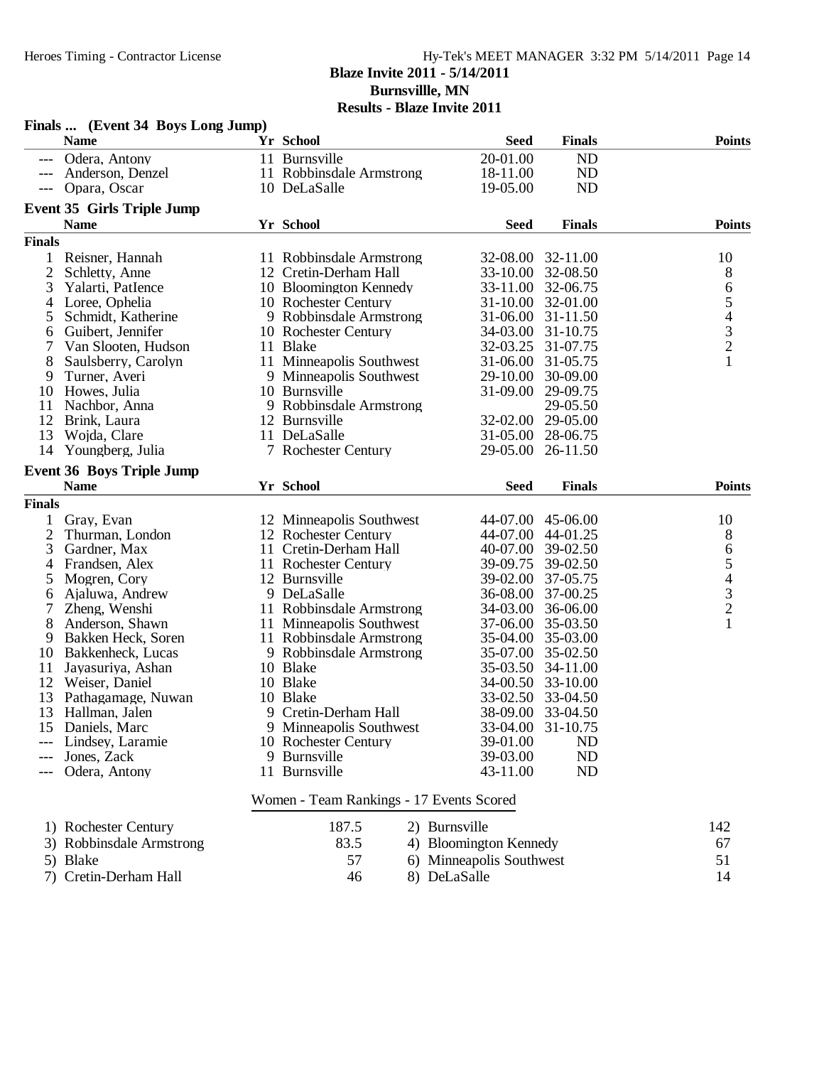**Blaze Invite 2011 - 5/14/2011**
**Burnsvillle, MN**
**Results - Blaze Invite 2011**

### Finals ... (Event 34 Boys Long Jump)

| | Name | Yr | School | Seed | Finals | Points |
|---|---|---|---|---|---|---|
| --- | Odera, Antony | 11 | Burnsville | 20-01.00 | ND | |
| --- | Anderson, Denzel | 11 | Robbinsdale Armstrong | 18-11.00 | ND | |
| --- | Opara, Oscar | 10 | DeLaSalle | 19-05.00 | ND | |

### Event 35 Girls Triple Jump

| | Name | Yr | School | Seed | Finals | Points |
|---|---|---|---|---|---|---|
| **Finals** | | | | | | |
| 1 | Reisner, Hannah | 11 | Robbinsdale Armstrong | 32-08.00 | 32-11.00 | 10 |
| 2 | Schletty, Anne | 12 | Cretin-Derham Hall | 33-10.00 | 32-08.50 | 8 |
| 3 | Yalarti, PatIence | 10 | Bloomington Kennedy | 33-11.00 | 32-06.75 | 6 |
| 4 | Loree, Ophelia | 10 | Rochester Century | 31-10.00 | 32-01.00 | 5 |
| 5 | Schmidt, Katherine | 9 | Robbinsdale Armstrong | 31-06.00 | 31-11.50 | 4 |
| 6 | Guibert, Jennifer | 10 | Rochester Century | 34-03.00 | 31-10.75 | 3 |
| 7 | Van Slooten, Hudson | 11 | Blake | 32-03.25 | 31-07.75 | 2 |
| 8 | Saulsberry, Carolyn | 11 | Minneapolis Southwest | 31-06.00 | 31-05.75 | 1 |
| 9 | Turner, Averi | 9 | Minneapolis Southwest | 29-10.00 | 30-09.00 | |
| 10 | Howes, Julia | 10 | Burnsville | 31-09.00 | 29-09.75 | |
| 11 | Nachbor, Anna | 9 | Robbinsdale Armstrong | | 29-05.50 | |
| 12 | Brink, Laura | 12 | Burnsville | 32-02.00 | 29-05.00 | |
| 13 | Wojda, Clare | 11 | DeLaSalle | 31-05.00 | 28-06.75 | |
| 14 | Youngberg, Julia | 7 | Rochester Century | 29-05.00 | 26-11.50 | |

### Event 36 Boys Triple Jump

| | Name | Yr | School | Seed | Finals | Points |
|---|---|---|---|---|---|---|
| **Finals** | | | | | | |
| 1 | Gray, Evan | 12 | Minneapolis Southwest | 44-07.00 | 45-06.00 | 10 |
| 2 | Thurman, London | 12 | Rochester Century | 44-07.00 | 44-01.25 | 8 |
| 3 | Gardner, Max | 11 | Cretin-Derham Hall | 40-07.00 | 39-02.50 | 6 |
| 4 | Frandsen, Alex | 11 | Rochester Century | 39-09.75 | 39-02.50 | 5 |
| 5 | Mogren, Cory | 12 | Burnsville | 39-02.00 | 37-05.75 | 4 |
| 6 | Ajaluwa, Andrew | 9 | DeLaSalle | 36-08.00 | 37-00.25 | 3 |
| 7 | Zheng, Wenshi | 11 | Robbinsdale Armstrong | 34-03.00 | 36-06.00 | 2 |
| 8 | Anderson, Shawn | 11 | Minneapolis Southwest | 37-06.00 | 35-03.50 | 1 |
| 9 | Bakken Heck, Soren | 11 | Robbinsdale Armstrong | 35-04.00 | 35-03.00 | |
| 10 | Bakkenheck, Lucas | 9 | Robbinsdale Armstrong | 35-07.00 | 35-02.50 | |
| 11 | Jayasuriya, Ashan | 10 | Blake | 35-03.50 | 34-11.00 | |
| 12 | Weiser, Daniel | 10 | Blake | 34-00.50 | 33-10.00 | |
| 13 | Pathagamage, Nuwan | 10 | Blake | 33-02.50 | 33-04.50 | |
| 13 | Hallman, Jalen | 9 | Cretin-Derham Hall | 38-09.00 | 33-04.50 | |
| 15 | Daniels, Marc | 9 | Minneapolis Southwest | 33-04.00 | 31-10.75 | |
| --- | Lindsey, Laramie | 10 | Rochester Century | 39-01.00 | ND | |
| --- | Jones, Zack | 9 | Burnsville | 39-03.00 | ND | |
| --- | Odera, Antony | 11 | Burnsville | 43-11.00 | ND | |

### Women - Team Rankings - 17 Events Scored

| Rank | Team | Points | Rank | Team | Points |
|---|---|---|---|---|---|
| 1) | Rochester Century | 187.5 | 2) | Burnsville | 142 |
| 3) | Robbinsdale Armstrong | 83.5 | 4) | Bloomington Kennedy | 67 |
| 5) | Blake | 57 | 6) | Minneapolis Southwest | 51 |
| 7) | Cretin-Derham Hall | 46 | 8) | DeLaSalle | 14 |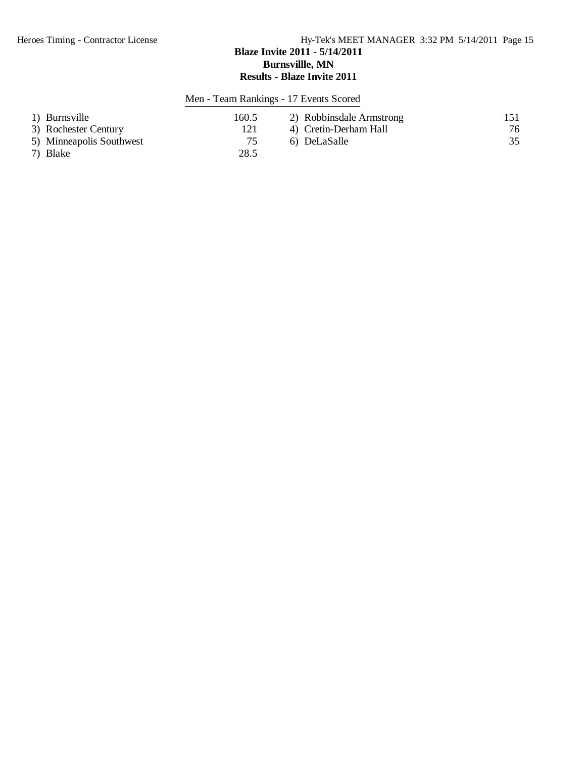## Men - Team Rankings - 17 Events Scored

| | | | |
|---|---|---|---|
| 1) Burnsville | 160.5 | 2) Robbinsdale Armstrong | 151 |
| 3) Rochester Century | 121 | 4) Cretin-Derham Hall | 76 |
| 5) Minneapolis Southwest | 75 | 6) DeLaSalle | 35 |
| 7) Blake | 28.5 | | |